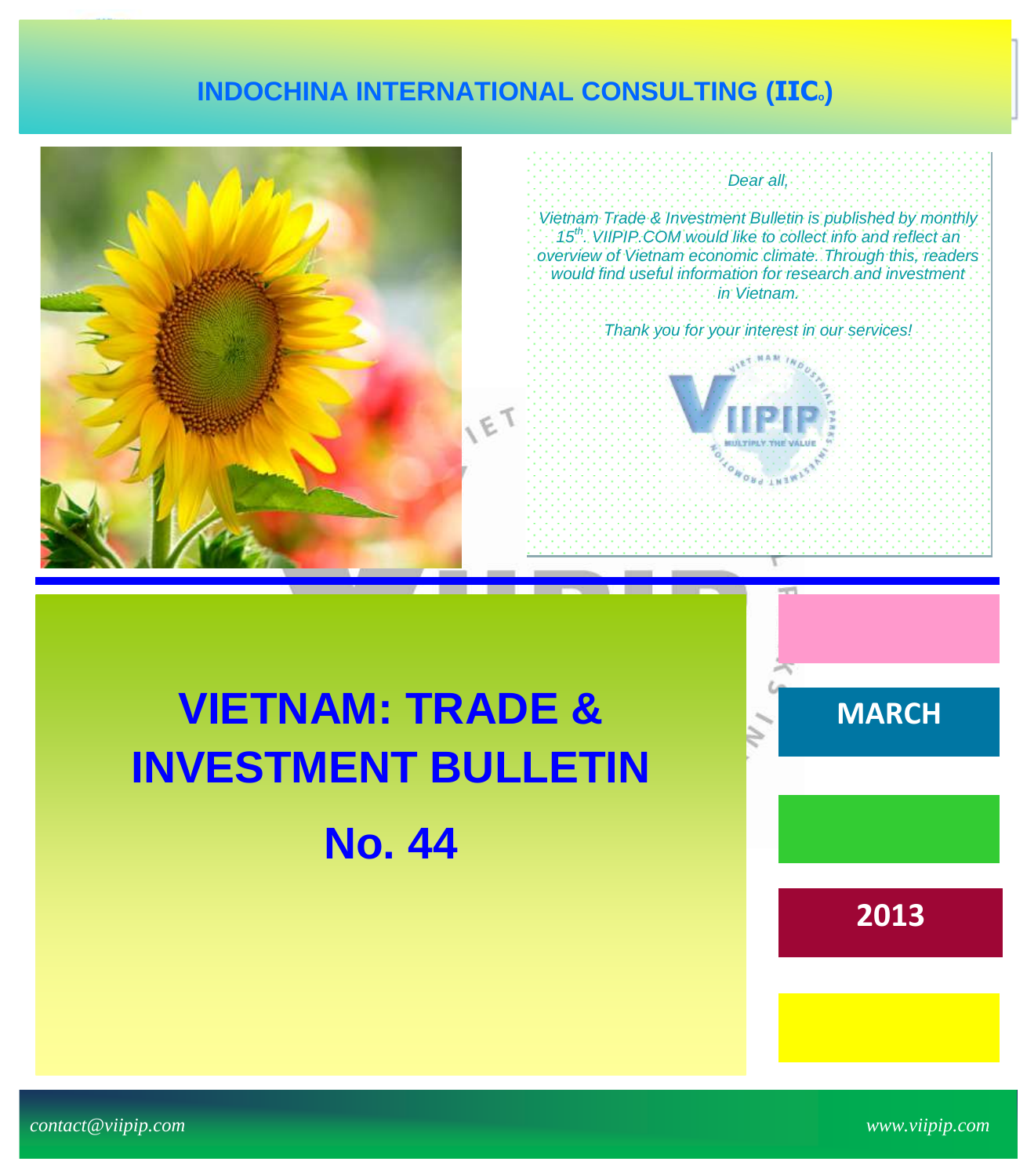# INDOCHINA INTERNATIONAL CONSULTING (IIC)

*Dear all,*

*Vietnam Trade & Investment Bulletin is published by monthly 15th. VIIPIP.COM would like to collect info and reflect an overview of Vietnam economic climate. Through this, readers would find useful information for research and investment in Vietnam.*

*Thank you for your interest in our services!*

# VIETNAM: TRADE & INVESTMENT BULLETIN

# No. 44

**MARCH**

**2013**

*contact@viipip.com*

*www.viipip.com*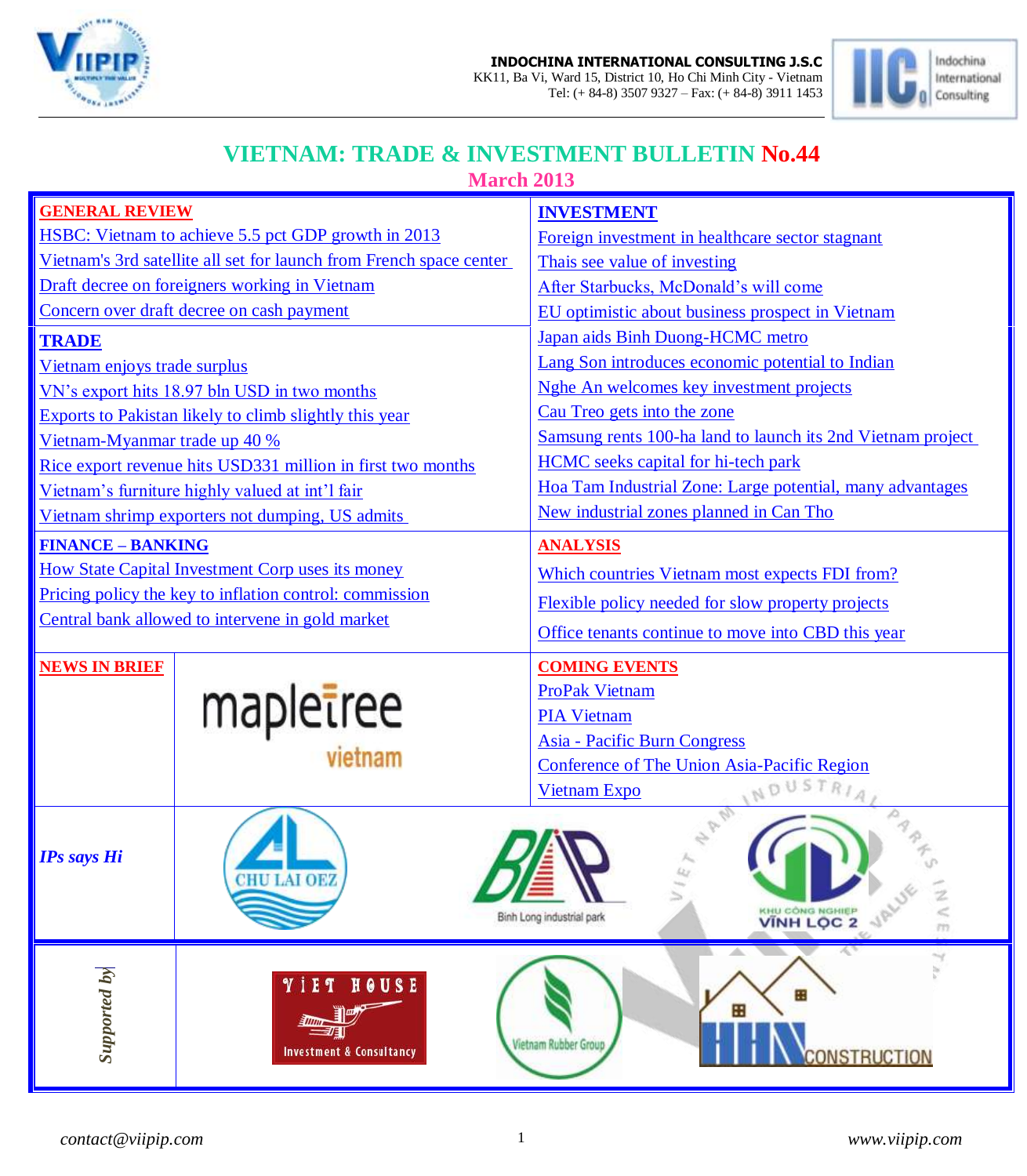**INDOCHINA INTERNATIONAL CONSULTING J.S.C**
KK11, Ba Vi, Ward 15, District 10, Ho Chi Minh City - Vietnam
Tel: (+ 84-8) 3507 9327 – Fax: (+ 84-8) 3911 1453

# VIETNAM: TRADE & INVESTMENT BULLETIN No.44

## March 2013

### GENERAL REVIEW

- HSBC: Vietnam to achieve 5.5 pct GDP growth in 2013
- Vietnam's 3rd satellite all set for launch from French space center
- Draft decree on foreigners working in Vietnam
- Concern over draft decree on cash payment

### TRADE

- Vietnam enjoys trade surplus
- VN's export hits 18.97 bln USD in two months
- Exports to Pakistan likely to climb slightly this year
- Vietnam-Myanmar trade up 40 %
- Rice export revenue hits USD331 million in first two months
- Vietnam's furniture highly valued at int'l fair
- Vietnam shrimp exporters not dumping, US admits

### FINANCE – BANKING

- How State Capital Investment Corp uses its money
- Pricing policy the key to inflation control: commission
- Central bank allowed to intervene in gold market

### NEWS IN BRIEF

mapletree vietnam

### INVESTMENT

- Foreign investment in healthcare sector stagnant
- Thais see value of investing
- After Starbucks, McDonald's will come
- EU optimistic about business prospect in Vietnam
- Japan aids Binh Duong-HCMC metro
- Lang Son introduces economic potential to Indian
- Nghe An welcomes key investment projects
- Cau Treo gets into the zone
- Samsung rents 100-ha land to launch its 2nd Vietnam project
- HCMC seeks capital for hi-tech park
- Hoa Tam Industrial Zone: Large potential, many advantages
- New industrial zones planned in Can Tho

### ANALYSIS

- Which countries Vietnam most expects FDI from?
- Flexible policy needed for slow property projects
- Office tenants continue to move into CBD this year

### COMING EVENTS

- ProPak Vietnam
- PIA Vietnam
- Asia - Pacific Burn Congress
- Conference of The Union Asia-Pacific Region
- Vietnam Expo

### *IPs says Hi*

CHU LAI OEZ — Binh Long industrial park — KHU CÔNG NGHIỆP VĨNH LỘC 2

### *Supported by*

VIET HOUSE Investment & Consultancy — Vietnam Rubber Group — HHN CONSTRUCTION

*contact@viipip.com* *www.viipip.com*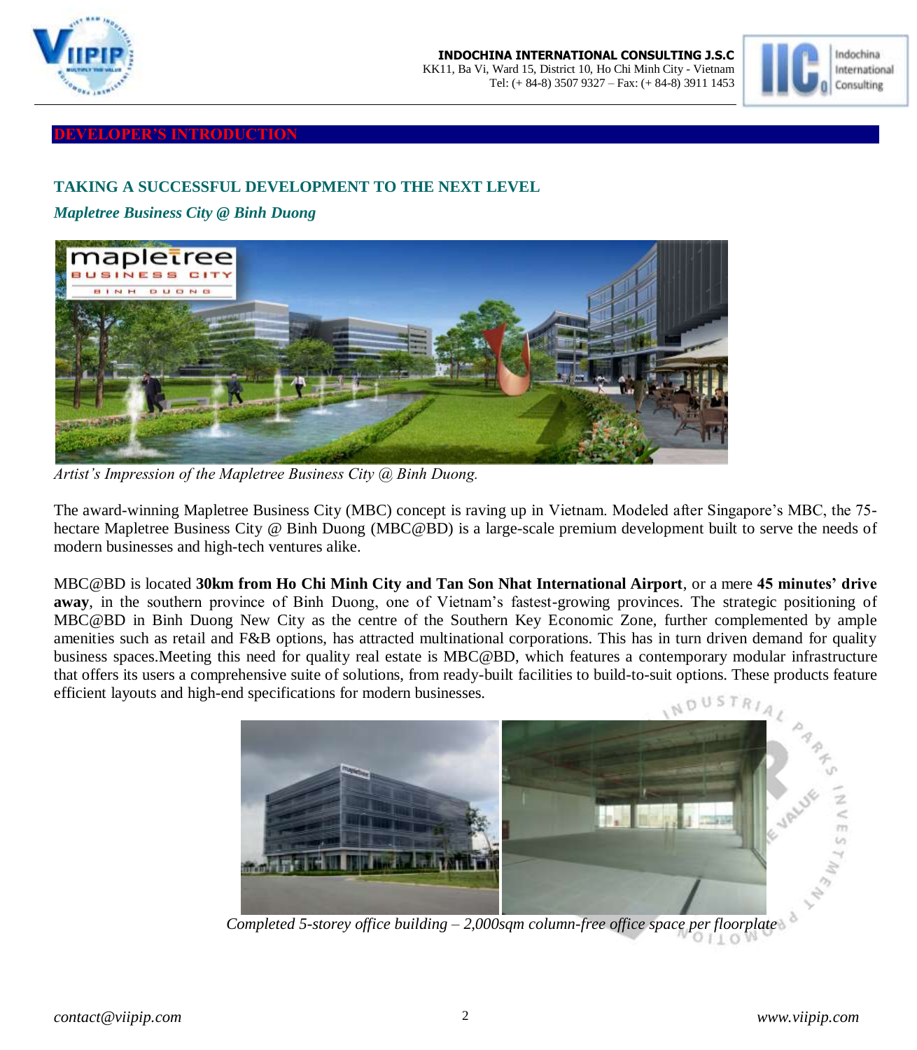## DEVELOPER'S INTRODUCTION

### TAKING A SUCCESSFUL DEVELOPMENT TO THE NEXT LEVEL

*Mapletree Business City @ Binh Duong*

*Artist's Impression of the Mapletree Business City @ Binh Duong.*

The award-winning Mapletree Business City (MBC) concept is raving up in Vietnam. Modeled after Singapore's MBC, the 75-hectare Mapletree Business City @ Binh Duong (MBC@BD) is a large-scale premium development built to serve the needs of modern businesses and high-tech ventures alike.

MBC@BD is located **30km from Ho Chi Minh City and Tan Son Nhat International Airport**, or a mere **45 minutes' drive away**, in the southern province of Binh Duong, one of Vietnam's fastest-growing provinces. The strategic positioning of MBC@BD in Binh Duong New City as the centre of the Southern Key Economic Zone, further complemented by ample amenities such as retail and F&B options, has attracted multinational corporations. This has in turn driven demand for quality business spaces.Meeting this need for quality real estate is MBC@BD, which features a contemporary modular infrastructure that offers its users a comprehensive suite of solutions, from ready-built facilities to build-to-suit options. These products feature efficient layouts and high-end specifications for modern businesses.

*Completed 5-storey office building – 2,000sqm column-free office space per floorplate*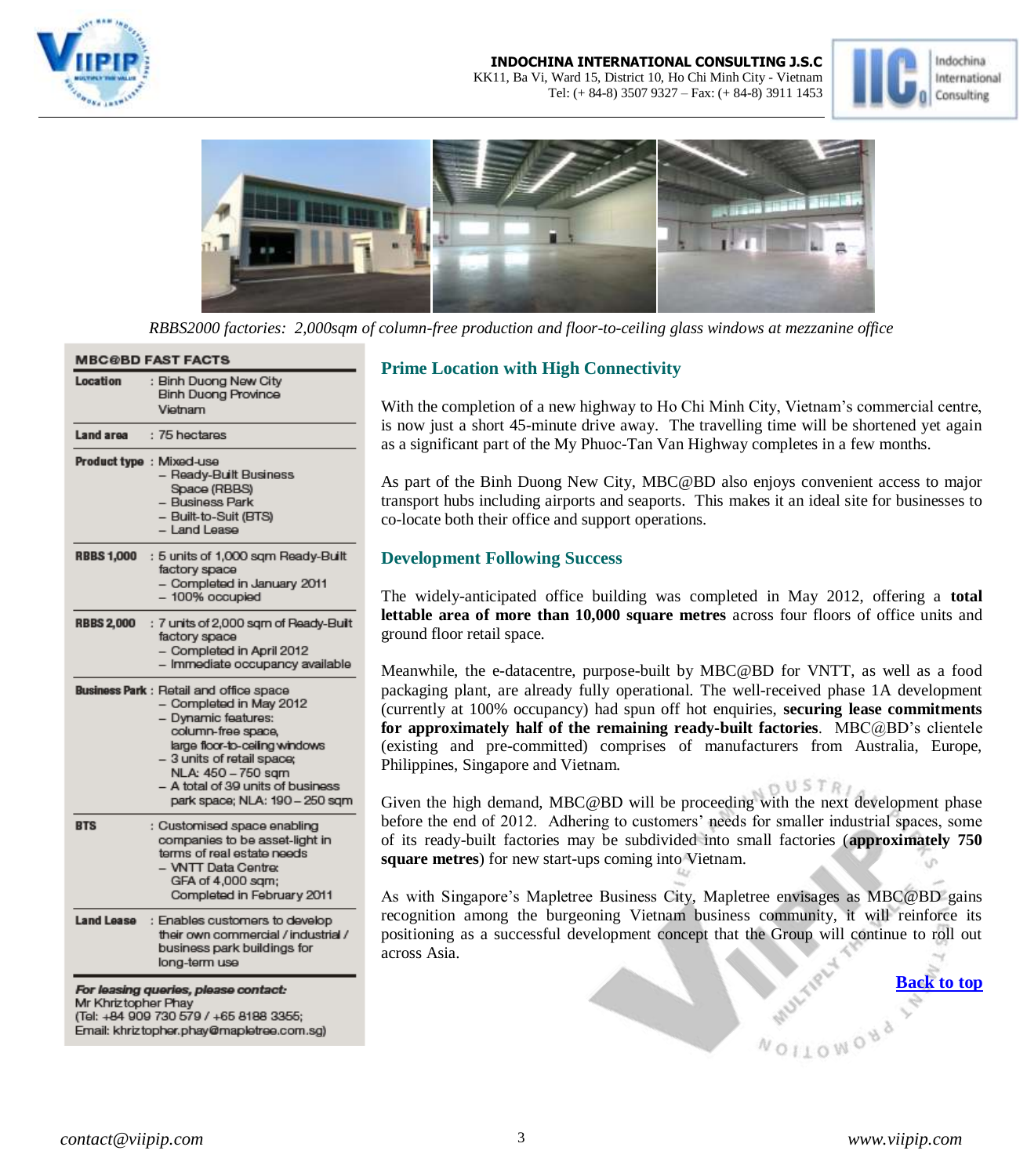*RBBS2000 factories: 2,000sqm of column-free production and floor-to-ceiling glass windows at mezzanine office*

**MBC@BD FAST FACTS**

| | |
|---|---|
| **Location** | : Binh Duong New City<br>Binh Duong Province<br>Vietnam |
| **Land area** | : 75 hectares |
| **Product type** | : Mixed-use<br>– Ready-Built Business Space (RBBS)<br>– Business Park<br>– Built-to-Suit (BTS)<br>– Land Lease |
| **RBBS 1,000** | : 5 units of 1,000 sqm Ready-Built factory space<br>– Completed in January 2011<br>– 100% occupied |
| **RBBS 2,000** | : 7 units of 2,000 sqm of Ready-Built factory space<br>– Completed in April 2012<br>– Immediate occupancy available |
| **Business Park** | : Retail and office space<br>– Completed in May 2012<br>– Dynamic features: column-free space, large floor-to-ceiling windows<br>– 3 units of retail space; NLA: 450 – 750 sqm<br>– A total of 39 units of business park space; NLA: 190 – 250 sqm |
| **BTS** | : Customised space enabling companies to be asset-light in terms of real estate needs<br>– VNTT Data Centre: GFA of 4,000 sqm; Completed in February 2011 |
| **Land Lease** | : Enables customers to develop their own commercial / industrial / business park buildings for long-term use |

***For leasing queries, please contact:***
Mr Khriztopher Phay
(Tel: +84 909 730 579 / +65 8188 3355;
Email: khriztopher.phay@mapletree.com.sg)

### Prime Location with High Connectivity

With the completion of a new highway to Ho Chi Minh City, Vietnam's commercial centre, is now just a short 45-minute drive away. The travelling time will be shortened yet again as a significant part of the My Phuoc-Tan Van Highway completes in a few months.

As part of the Binh Duong New City, MBC@BD also enjoys convenient access to major transport hubs including airports and seaports. This makes it an ideal site for businesses to co-locate both their office and support operations.

### Development Following Success

The widely-anticipated office building was completed in May 2012, offering a **total lettable area of more than 10,000 square metres** across four floors of office units and ground floor retail space.

Meanwhile, the e-datacentre, purpose-built by MBC@BD for VNTT, as well as a food packaging plant, are already fully operational. The well-received phase 1A development (currently at 100% occupancy) had spun off hot enquiries, **securing lease commitments for approximately half of the remaining ready-built factories**. MBC@BD's clientele (existing and pre-committed) comprises of manufacturers from Australia, Europe, Philippines, Singapore and Vietnam.

Given the high demand, MBC@BD will be proceeding with the next development phase before the end of 2012. Adhering to customers' needs for smaller industrial spaces, some of its ready-built factories may be subdivided into small factories (**approximately 750 square metres**) for new start-ups coming into Vietnam.

As with Singapore's Mapletree Business City, Mapletree envisages as MBC@BD gains recognition among the burgeoning Vietnam business community, it will reinforce its positioning as a successful development concept that the Group will continue to roll out across Asia.

Back to top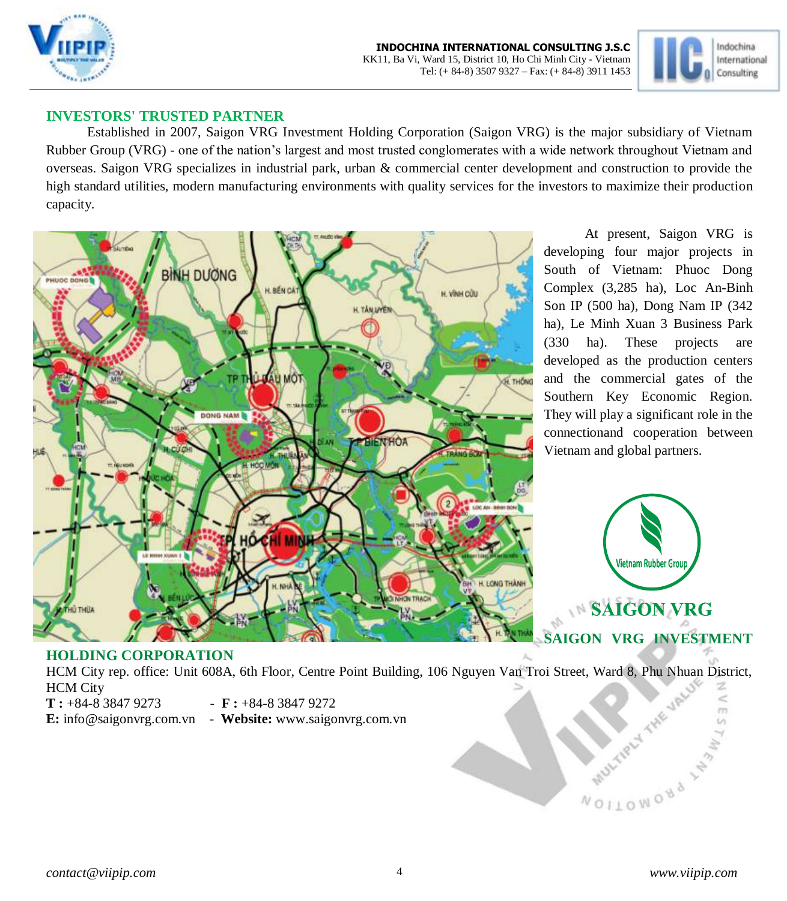## INVESTORS' TRUSTED PARTNER

Established in 2007, Saigon VRG Investment Holding Corporation (Saigon VRG) is the major subsidiary of Vietnam Rubber Group (VRG) - one of the nation's largest and most trusted conglomerates with a wide network throughout Vietnam and overseas. Saigon VRG specializes in industrial park, urban & commercial center development and construction to provide the high standard utilities, modern manufacturing environments with quality services for the investors to maximize their production capacity.

At present, Saigon VRG is developing four major projects in South of Vietnam: Phuoc Dong Complex (3,285 ha), Loc An-Binh Son IP (500 ha), Dong Nam IP (342 ha), Le Minh Xuan 3 Business Park (330 ha). These projects are developed as the production centers and the commercial gates of the Southern Key Economic Region. They will play a significant role in the connectionand cooperation between Vietnam and global partners.

**SAIGON VRG**

## SAIGON VRG INVESTMENT HOLDING CORPORATION

HCM City rep. office: Unit 608A, 6th Floor, Centre Point Building, 106 Nguyen Van Troi Street, Ward 8, Phu Nhuan District, HCM City

**T :** +84-8 3847 9273 - **F :** +84-8 3847 9272

**E:** info@saigonvrg.com.vn - **Website:** www.saigonvrg.com.vn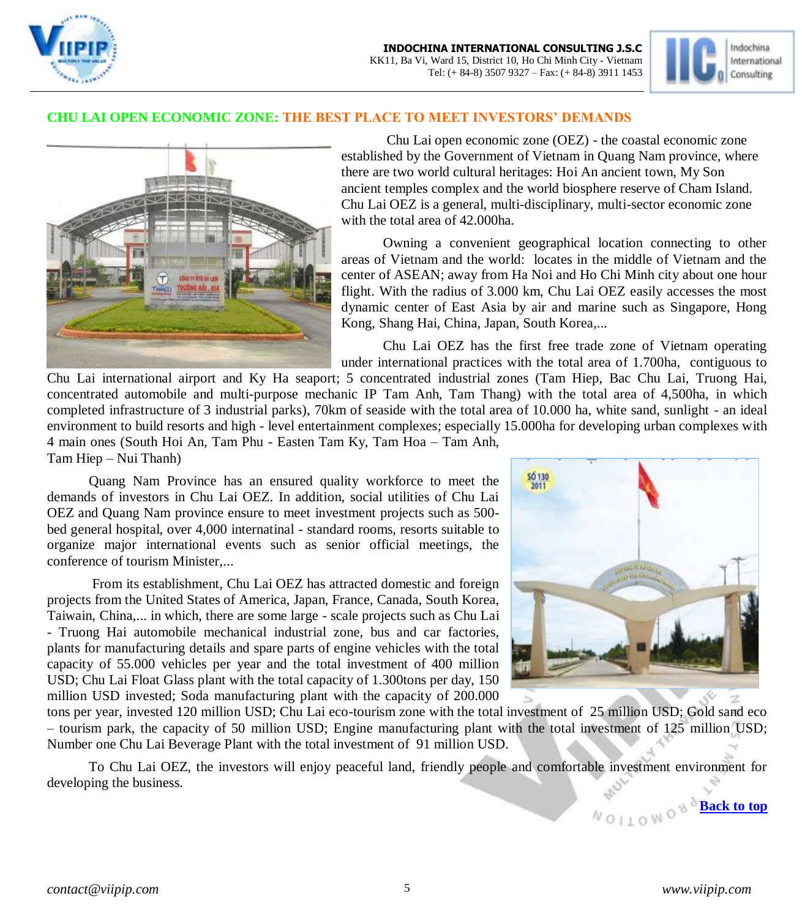## CHU LAI OPEN ECONOMIC ZONE: THE BEST PLACE TO MEET INVESTORS' DEMANDS

Chu Lai open economic zone (OEZ) - the coastal economic zone established by the Government of Vietnam in Quang Nam province, where there are two world cultural heritages: Hoi An ancient town, My Son ancient temples complex and the world biosphere reserve of Cham Island. Chu Lai OEZ is a general, multi-disciplinary, multi-sector economic zone with the total area of 42.000ha.

Owning a convenient geographical location connecting to other areas of Vietnam and the world: locates in the middle of Vietnam and the center of ASEAN; away from Ha Noi and Ho Chi Minh city about one hour flight. With the radius of 3.000 km, Chu Lai OEZ easily accesses the most dynamic center of East Asia by air and marine such as Singapore, Hong Kong, Shang Hai, China, Japan, South Korea,...

Chu Lai OEZ has the first free trade zone of Vietnam operating under international practices with the total area of 1.700ha, contiguous to Chu Lai international airport and Ky Ha seaport; 5 concentrated industrial zones (Tam Hiep, Bac Chu Lai, Truong Hai, concentrated automobile and multi-purpose mechanic IP Tam Anh, Tam Thang) with the total area of 4,500ha, in which completed infrastructure of 3 industrial parks), 70km of seaside with the total area of 10.000 ha, white sand, sunlight - an ideal environment to build resorts and high - level entertainment complexes; especially 15.000ha for developing urban complexes with 4 main ones (South Hoi An, Tam Phu - Easten Tam Ky, Tam Hoa – Tam Anh, Tam Hiep – Nui Thanh)

Quang Nam Province has an ensured quality workforce to meet the demands of investors in Chu Lai OEZ. In addition, social utilities of Chu Lai OEZ and Quang Nam province ensure to meet investment projects such as 500-bed general hospital, over 4,000 internatinal - standard rooms, resorts suitable to organize major international events such as senior official meetings, the conference of tourism Minister,...

From its establishment, Chu Lai OEZ has attracted domestic and foreign projects from the United States of America, Japan, France, Canada, South Korea, Taiwain, China,... in which, there are some large - scale projects such as Chu Lai - Truong Hai automobile mechanical industrial zone, bus and car factories, plants for manufacturing details and spare parts of engine vehicles with the total capacity of 55.000 vehicles per year and the total investment of 400 million USD; Chu Lai Float Glass plant with the total capacity of 1.300tons per day, 150 million USD invested; Soda manufacturing plant with the capacity of 200.000 tons per year, invested 120 million USD; Chu Lai eco-tourism zone with the total investment of 25 million USD; Gold sand eco – tourism park, the capacity of 50 million USD; Engine manufacturing plant with the total investment of 125 million USD; Number one Chu Lai Beverage Plant with the total investment of 91 million USD.

To Chu Lai OEZ, the investors will enjoy peaceful land, friendly people and comfortable investment environment for developing the business.

Back to top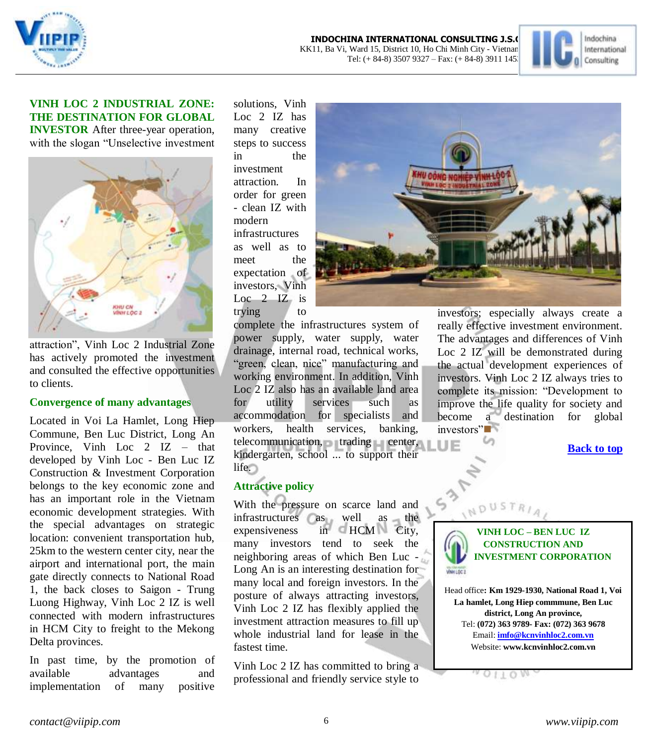**VINH LOC 2 INDUSTRIAL ZONE: THE DESTINATION FOR GLOBAL INVESTOR** After three-year operation, with the slogan "Unselective investment attraction", Vinh Loc 2 Industrial Zone has actively promoted the investment and consulted the effective opportunities to clients.

### Convergence of many advantages

Located in Voi La Hamlet, Long Hiep Commune, Ben Luc District, Long An Province, Vinh Loc 2 IZ – that developed by Vinh Loc - Ben Luc IZ Construction & Investment Corporation belongs to the key economic zone and has an important role in the Vietnam economic development strategies. With the special advantages on strategic location: convenient transportation hub, 25km to the western center city, near the airport and international port, the main gate directly connects to National Road 1, the back closes to Saigon - Trung Luong Highway, Vinh Loc 2 IZ is well connected with modern infrastructures in HCM City to freight to the Mekong Delta provinces.

In past time, by the promotion of available advantages and implementation of many positive solutions, Vinh Loc 2 IZ has many creative steps to success in the investment attraction. In order for green - clean IZ with modern infrastructures as well as to meet the expectation of investors, Vinh Loc 2 IZ is trying to complete the infrastructures system of power supply, water supply, water drainage, internal road, technical works, "green, clean, nice" manufacturing and working environment. In addition, Vinh Loc 2 IZ also has an available land area for utility services such as accommodation for specialists and workers, health services, banking, telecommunication, trading center, kindergarten, school ... to support their life.

### Attractive policy

With the pressure on scarce land and infrastructures as well as the expensiveness in HCM City, many investors tend to seek the neighboring areas of which Ben Luc - Long An is an interesting destination for many local and foreign investors. In the posture of always attracting investors, Vinh Loc 2 IZ has flexibly applied the investment attraction measures to fill up whole industrial land for lease in the fastest time.

Vinh Loc 2 IZ has committed to bring a professional and friendly service style to investors; especially always create a really effective investment environment. The advantages and differences of Vinh Loc 2 IZ will be demonstrated during the actual development experiences of investors. Vinh Loc 2 IZ always tries to complete its mission: "Development to improve the life quality for society and become a destination for global investors"■

Back to top

**VINH LOC – BEN LUC IZ CONSTRUCTION AND INVESTMENT CORPORATION**

Head office**: Km 1929-1930, National Road 1, Voi La hamlet, Long Hiep commmune, Ben Luc district, Long An province,**
Tel: **(072) 363 9789- Fax: (072) 363 9678**
Email: **imfo@kcnvinhloc2.com.vn**
Website: **www.kcnvinhloc2.com.vn**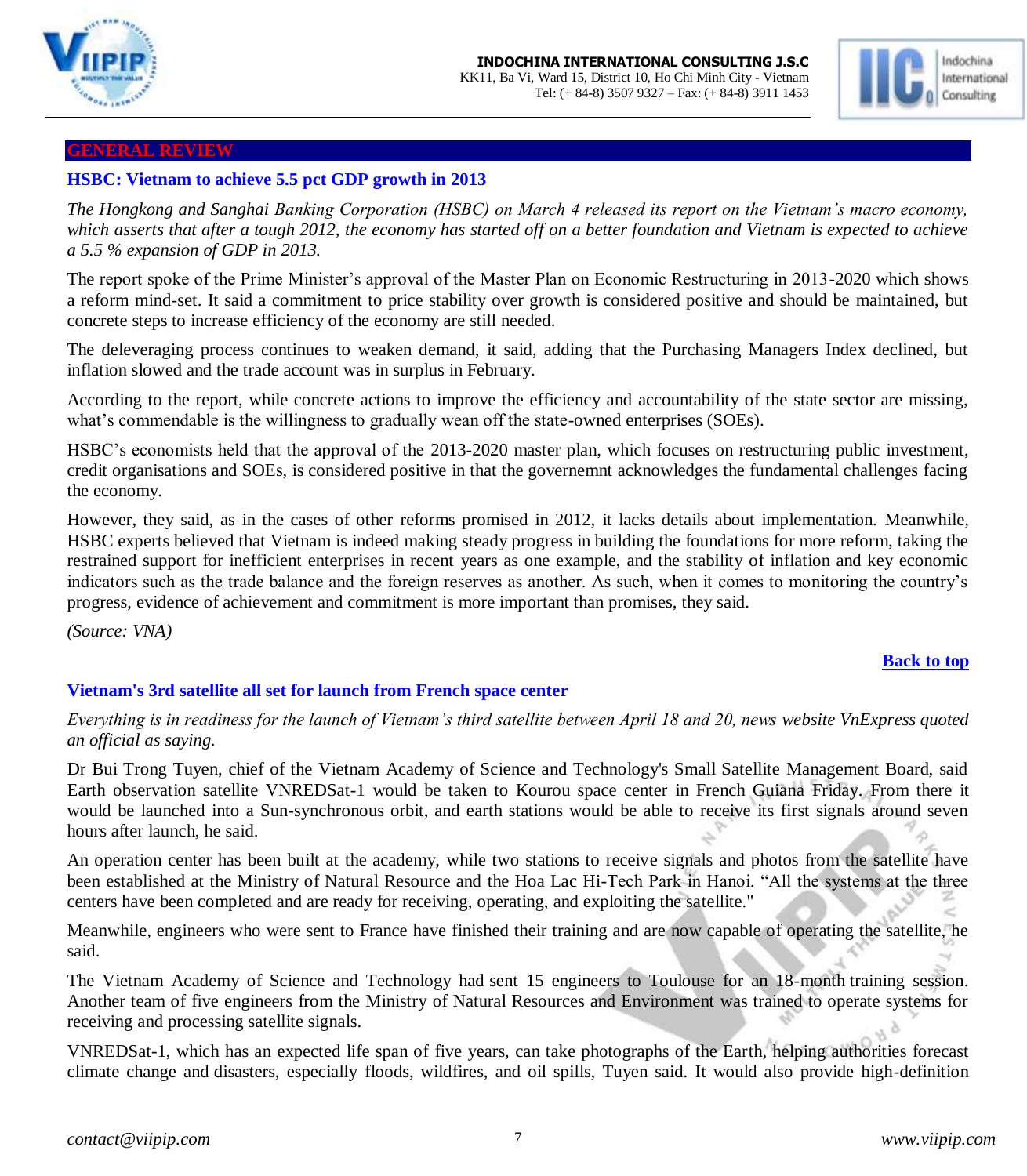## GENERAL REVIEW

### HSBC: Vietnam to achieve 5.5 pct GDP growth in 2013

*The Hongkong and Sanghai Banking Corporation (HSBC) on March 4 released its report on the Vietnam's macro economy, which asserts that after a tough 2012, the economy has started off on a better foundation and Vietnam is expected to achieve a 5.5 % expansion of GDP in 2013.*

The report spoke of the Prime Minister's approval of the Master Plan on Economic Restructuring in 2013-2020 which shows a reform mind-set. It said a commitment to price stability over growth is considered positive and should be maintained, but concrete steps to increase efficiency of the economy are still needed.

The deleveraging process continues to weaken demand, it said, adding that the Purchasing Managers Index declined, but inflation slowed and the trade account was in surplus in February.

According to the report, while concrete actions to improve the efficiency and accountability of the state sector are missing, what's commendable is the willingness to gradually wean off the state-owned enterprises (SOEs).

HSBC's economists held that the approval of the 2013-2020 master plan, which focuses on restructuring public investment, credit organisations and SOEs, is considered positive in that the governemnt acknowledges the fundamental challenges facing the economy.

However, they said, as in the cases of other reforms promised in 2012, it lacks details about implementation. Meanwhile, HSBC experts believed that Vietnam is indeed making steady progress in building the foundations for more reform, taking the restrained support for inefficient enterprises in recent years as one example, and the stability of inflation and key economic indicators such as the trade balance and the foreign reserves as another. As such, when it comes to monitoring the country's progress, evidence of achievement and commitment is more important than promises, they said.

*(Source: VNA)*

**Back to top**

### Vietnam's 3rd satellite all set for launch from French space center

*Everything is in readiness for the launch of Vietnam's third satellite between April 18 and 20, news website VnExpress quoted an official as saying.*

Dr Bui Trong Tuyen, chief of the Vietnam Academy of Science and Technology's Small Satellite Management Board, said Earth observation satellite VNREDSat-1 would be taken to Kourou space center in French Guiana Friday. From there it would be launched into a Sun-synchronous orbit, and earth stations would be able to receive its first signals around seven hours after launch, he said.

An operation center has been built at the academy, while two stations to receive signals and photos from the satellite have been established at the Ministry of Natural Resource and the Hoa Lac Hi-Tech Park in Hanoi. "All the systems at the three centers have been completed and are ready for receiving, operating, and exploiting the satellite."

Meanwhile, engineers who were sent to France have finished their training and are now capable of operating the satellite, he said.

The Vietnam Academy of Science and Technology had sent 15 engineers to Toulouse for an 18-month training session. Another team of five engineers from the Ministry of Natural Resources and Environment was trained to operate systems for receiving and processing satellite signals.

VNREDSat-1, which has an expected life span of five years, can take photographs of the Earth, helping authorities forecast climate change and disasters, especially floods, wildfires, and oil spills, Tuyen said. It would also provide high-definition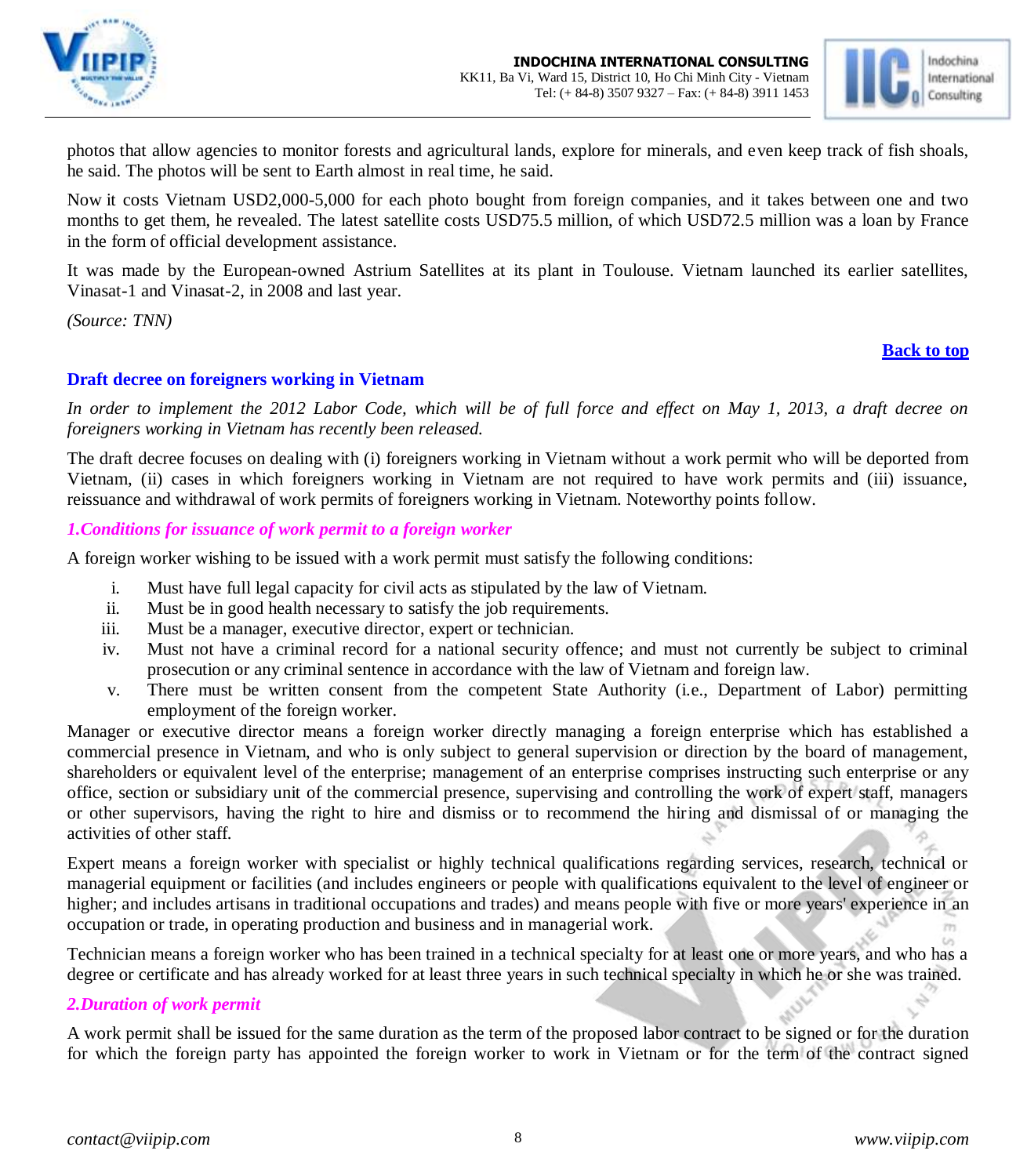photos that allow agencies to monitor forests and agricultural lands, explore for minerals, and even keep track of fish shoals, he said. The photos will be sent to Earth almost in real time, he said.

Now it costs Vietnam USD2,000-5,000 for each photo bought from foreign companies, and it takes between one and two months to get them, he revealed. The latest satellite costs USD75.5 million, of which USD72.5 million was a loan by France in the form of official development assistance.

It was made by the European-owned Astrium Satellites at its plant in Toulouse. Vietnam launched its earlier satellites, Vinasat-1 and Vinasat-2, in 2008 and last year.

*(Source: TNN)*

**Back to top**

## Draft decree on foreigners working in Vietnam

*In order to implement the 2012 Labor Code, which will be of full force and effect on May 1, 2013, a draft decree on foreigners working in Vietnam has recently been released.*

The draft decree focuses on dealing with (i) foreigners working in Vietnam without a work permit who will be deported from Vietnam, (ii) cases in which foreigners working in Vietnam are not required to have work permits and (iii) issuance, reissuance and withdrawal of work permits of foreigners working in Vietnam. Noteworthy points follow.

### *1.Conditions for issuance of work permit to a foreign worker*

A foreign worker wishing to be issued with a work permit must satisfy the following conditions:

i. Must have full legal capacity for civil acts as stipulated by the law of Vietnam.
ii. Must be in good health necessary to satisfy the job requirements.
iii. Must be a manager, executive director, expert or technician.
iv. Must not have a criminal record for a national security offence; and must not currently be subject to criminal prosecution or any criminal sentence in accordance with the law of Vietnam and foreign law.
v. There must be written consent from the competent State Authority (i.e., Department of Labor) permitting employment of the foreign worker.

Manager or executive director means a foreign worker directly managing a foreign enterprise which has established a commercial presence in Vietnam, and who is only subject to general supervision or direction by the board of management, shareholders or equivalent level of the enterprise; management of an enterprise comprises instructing such enterprise or any office, section or subsidiary unit of the commercial presence, supervising and controlling the work of expert staff, managers or other supervisors, having the right to hire and dismiss or to recommend the hiring and dismissal of or managing the activities of other staff.

Expert means a foreign worker with specialist or highly technical qualifications regarding services, research, technical or managerial equipment or facilities (and includes engineers or people with qualifications equivalent to the level of engineer or higher; and includes artisans in traditional occupations and trades) and means people with five or more years' experience in an occupation or trade, in operating production and business and in managerial work.

Technician means a foreign worker who has been trained in a technical specialty for at least one or more years, and who has a degree or certificate and has already worked for at least three years in such technical specialty in which he or she was trained.

### *2.Duration of work permit*

A work permit shall be issued for the same duration as the term of the proposed labor contract to be signed or for the duration for which the foreign party has appointed the foreign worker to work in Vietnam or for the term of the contract signed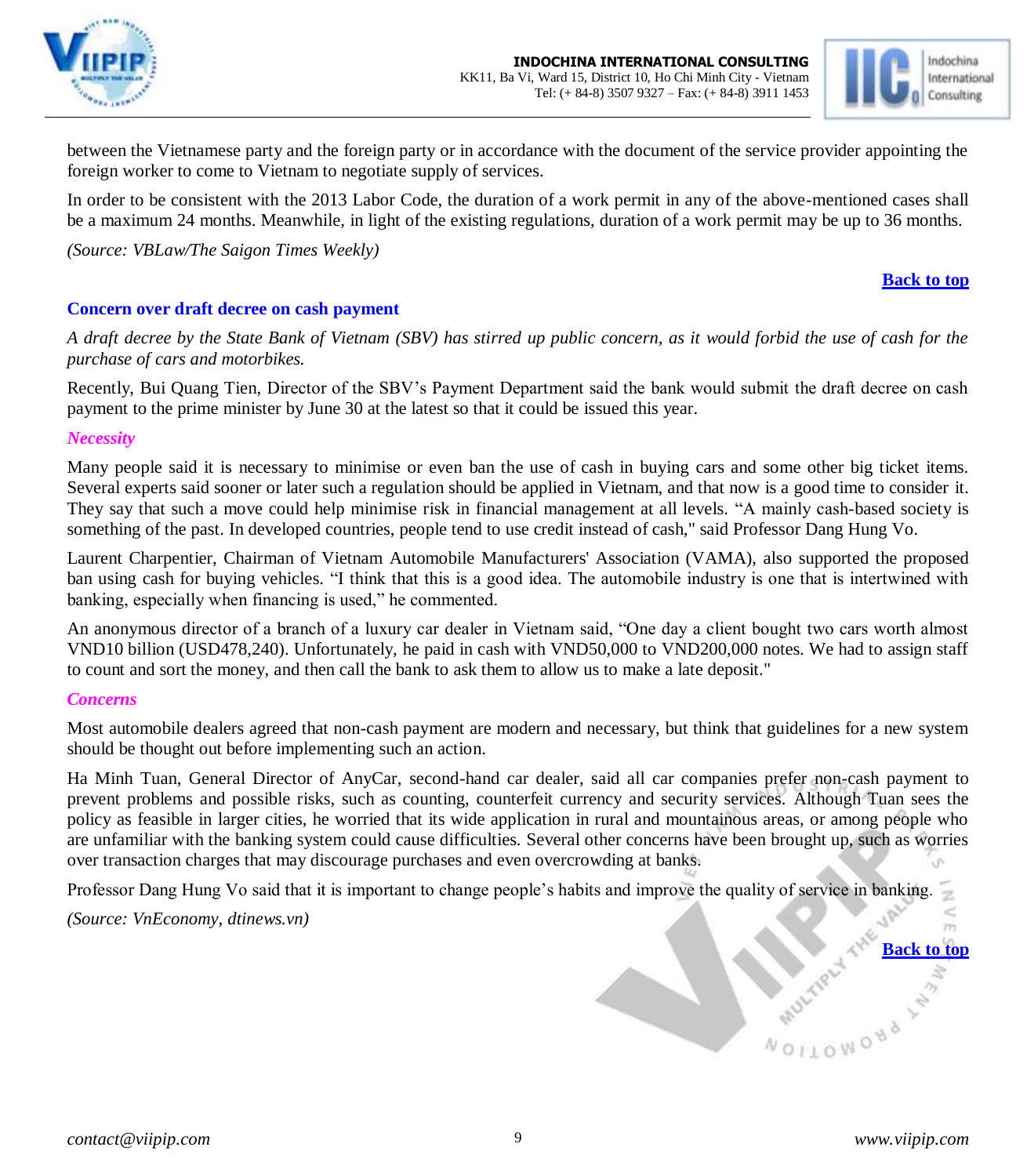between the Vietnamese party and the foreign party or in accordance with the document of the service provider appointing the foreign worker to come to Vietnam to negotiate supply of services.

In order to be consistent with the 2013 Labor Code, the duration of a work permit in any of the above-mentioned cases shall be a maximum 24 months. Meanwhile, in light of the existing regulations, duration of a work permit may be up to 36 months.

*(Source: VBLaw/The Saigon Times Weekly)*

**Back to top**

## Concern over draft decree on cash payment

*A draft decree by the State Bank of Vietnam (SBV) has stirred up public concern, as it would forbid the use of cash for the purchase of cars and motorbikes.*

Recently, Bui Quang Tien, Director of the SBV's Payment Department said the bank would submit the draft decree on cash payment to the prime minister by June 30 at the latest so that it could be issued this year.

### *Necessity*

Many people said it is necessary to minimise or even ban the use of cash in buying cars and some other big ticket items. Several experts said sooner or later such a regulation should be applied in Vietnam, and that now is a good time to consider it. They say that such a move could help minimise risk in financial management at all levels. "A mainly cash-based society is something of the past. In developed countries, people tend to use credit instead of cash," said Professor Dang Hung Vo.

Laurent Charpentier, Chairman of Vietnam Automobile Manufacturers' Association (VAMA), also supported the proposed ban using cash for buying vehicles. "I think that this is a good idea. The automobile industry is one that is intertwined with banking, especially when financing is used," he commented.

An anonymous director of a branch of a luxury car dealer in Vietnam said, "One day a client bought two cars worth almost VND10 billion (USD478,240). Unfortunately, he paid in cash with VND50,000 to VND200,000 notes. We had to assign staff to count and sort the money, and then call the bank to ask them to allow us to make a late deposit."

### *Concerns*

Most automobile dealers agreed that non-cash payment are modern and necessary, but think that guidelines for a new system should be thought out before implementing such an action.

Ha Minh Tuan, General Director of AnyCar, second-hand car dealer, said all car companies prefer non-cash payment to prevent problems and possible risks, such as counting, counterfeit currency and security services. Although Tuan sees the policy as feasible in larger cities, he worried that its wide application in rural and mountainous areas, or among people who are unfamiliar with the banking system could cause difficulties. Several other concerns have been brought up, such as worries over transaction charges that may discourage purchases and even overcrowding at banks.

Professor Dang Hung Vo said that it is important to change people's habits and improve the quality of service in banking.

*(Source: VnEconomy, dtinews.vn)*

**Back to top**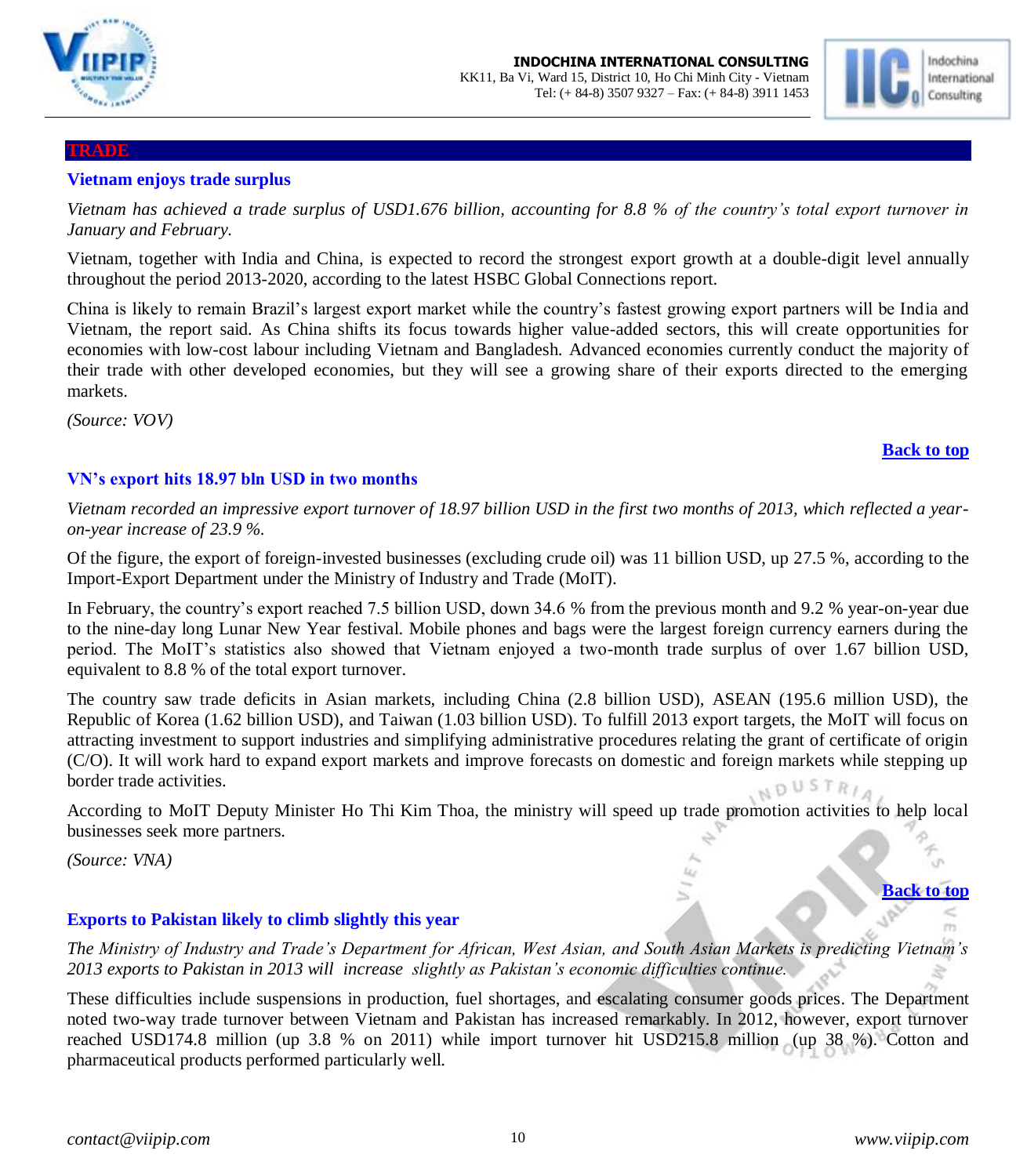## TRADE

### Vietnam enjoys trade surplus

*Vietnam has achieved a trade surplus of USD1.676 billion, accounting for 8.8 % of the country's total export turnover in January and February.*

Vietnam, together with India and China, is expected to record the strongest export growth at a double-digit level annually throughout the period 2013-2020, according to the latest HSBC Global Connections report.

China is likely to remain Brazil's largest export market while the country's fastest growing export partners will be India and Vietnam, the report said. As China shifts its focus towards higher value-added sectors, this will create opportunities for economies with low-cost labour including Vietnam and Bangladesh. Advanced economies currently conduct the majority of their trade with other developed economies, but they will see a growing share of their exports directed to the emerging markets.

*(Source: VOV)*

**Back to top**

### VN's export hits 18.97 bln USD in two months

*Vietnam recorded an impressive export turnover of 18.97 billion USD in the first two months of 2013, which reflected a year-on-year increase of 23.9 %.*

Of the figure, the export of foreign-invested businesses (excluding crude oil) was 11 billion USD, up 27.5 %, according to the Import-Export Department under the Ministry of Industry and Trade (MoIT).

In February, the country's export reached 7.5 billion USD, down 34.6 % from the previous month and 9.2 % year-on-year due to the nine-day long Lunar New Year festival. Mobile phones and bags were the largest foreign currency earners during the period. The MoIT's statistics also showed that Vietnam enjoyed a two-month trade surplus of over 1.67 billion USD, equivalent to 8.8 % of the total export turnover.

The country saw trade deficits in Asian markets, including China (2.8 billion USD), ASEAN (195.6 million USD), the Republic of Korea (1.62 billion USD), and Taiwan (1.03 billion USD). To fulfill 2013 export targets, the MoIT will focus on attracting investment to support industries and simplifying administrative procedures relating the grant of certificate of origin (C/O). It will work hard to expand export markets and improve forecasts on domestic and foreign markets while stepping up border trade activities.

According to MoIT Deputy Minister Ho Thi Kim Thoa, the ministry will speed up trade promotion activities to help local businesses seek more partners.

*(Source: VNA)*

**Back to top**

### Exports to Pakistan likely to climb slightly this year

*The Ministry of Industry and Trade's Department for African, West Asian, and South Asian Markets is predicting Vietnam's 2013 exports to Pakistan in 2013 will increase slightly as Pakistan's economic difficulties continue.*

These difficulties include suspensions in production, fuel shortages, and escalating consumer goods prices. The Department noted two-way trade turnover between Vietnam and Pakistan has increased remarkably. In 2012, however, export turnover reached USD174.8 million (up 3.8 % on 2011) while import turnover hit USD215.8 million (up 38 %). Cotton and pharmaceutical products performed particularly well.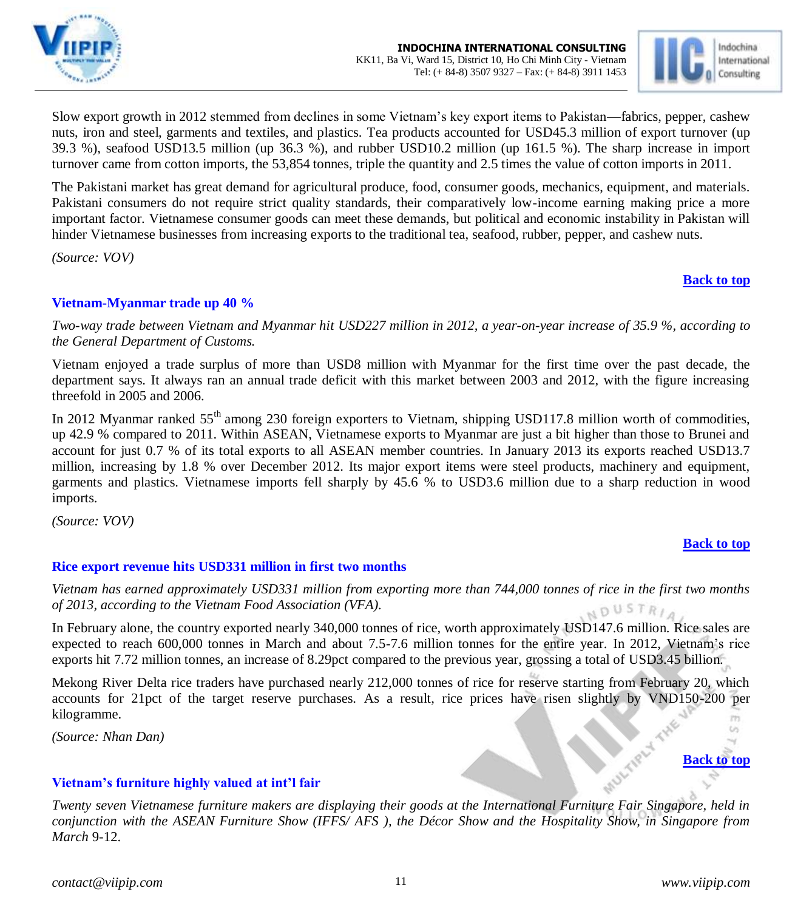Slow export growth in 2012 stemmed from declines in some Vietnam's key export items to Pakistan—fabrics, pepper, cashew nuts, iron and steel, garments and textiles, and plastics. Tea products accounted for USD45.3 million of export turnover (up 39.3 %), seafood USD13.5 million (up 36.3 %), and rubber USD10.2 million (up 161.5 %). The sharp increase in import turnover came from cotton imports, the 53,854 tonnes, triple the quantity and 2.5 times the value of cotton imports in 2011.

The Pakistani market has great demand for agricultural produce, food, consumer goods, mechanics, equipment, and materials. Pakistani consumers do not require strict quality standards, their comparatively low-income earning making price a more important factor. Vietnamese consumer goods can meet these demands, but political and economic instability in Pakistan will hinder Vietnamese businesses from increasing exports to the traditional tea, seafood, rubber, pepper, and cashew nuts.

*(Source: VOV)*

**Back to top**

### Vietnam-Myanmar trade up 40 %

*Two-way trade between Vietnam and Myanmar hit USD227 million in 2012, a year-on-year increase of 35.9 %, according to the General Department of Customs.*

Vietnam enjoyed a trade surplus of more than USD8 million with Myanmar for the first time over the past decade, the department says. It always ran an annual trade deficit with this market between 2003 and 2012, with the figure increasing threefold in 2005 and 2006.

In 2012 Myanmar ranked 55th among 230 foreign exporters to Vietnam, shipping USD117.8 million worth of commodities, up 42.9 % compared to 2011. Within ASEAN, Vietnamese exports to Myanmar are just a bit higher than those to Brunei and account for just 0.7 % of its total exports to all ASEAN member countries. In January 2013 its exports reached USD13.7 million, increasing by 1.8 % over December 2012. Its major export items were steel products, machinery and equipment, garments and plastics. Vietnamese imports fell sharply by 45.6 % to USD3.6 million due to a sharp reduction in wood imports.

*(Source: VOV)*

**Back to top**

### Rice export revenue hits USD331 million in first two months

*Vietnam has earned approximately USD331 million from exporting more than 744,000 tonnes of rice in the first two months of 2013, according to the Vietnam Food Association (VFA).*

In February alone, the country exported nearly 340,000 tonnes of rice, worth approximately USD147.6 million. Rice sales are expected to reach 600,000 tonnes in March and about 7.5-7.6 million tonnes for the entire year. In 2012, Vietnam's rice exports hit 7.72 million tonnes, an increase of 8.29pct compared to the previous year, grossing a total of USD3.45 billion.

Mekong River Delta rice traders have purchased nearly 212,000 tonnes of rice for reserve starting from February 20, which accounts for 21pct of the target reserve purchases. As a result, rice prices have risen slightly by VND150-200 per kilogramme.

*(Source: Nhan Dan)*

**Back to top**

### Vietnam's furniture highly valued at int'l fair

*Twenty seven Vietnamese furniture makers are displaying their goods at the International Furniture Fair Singapore, held in conjunction with the ASEAN Furniture Show (IFFS/ AFS ), the Décor Show and the Hospitality Show, in Singapore from March* 9-12.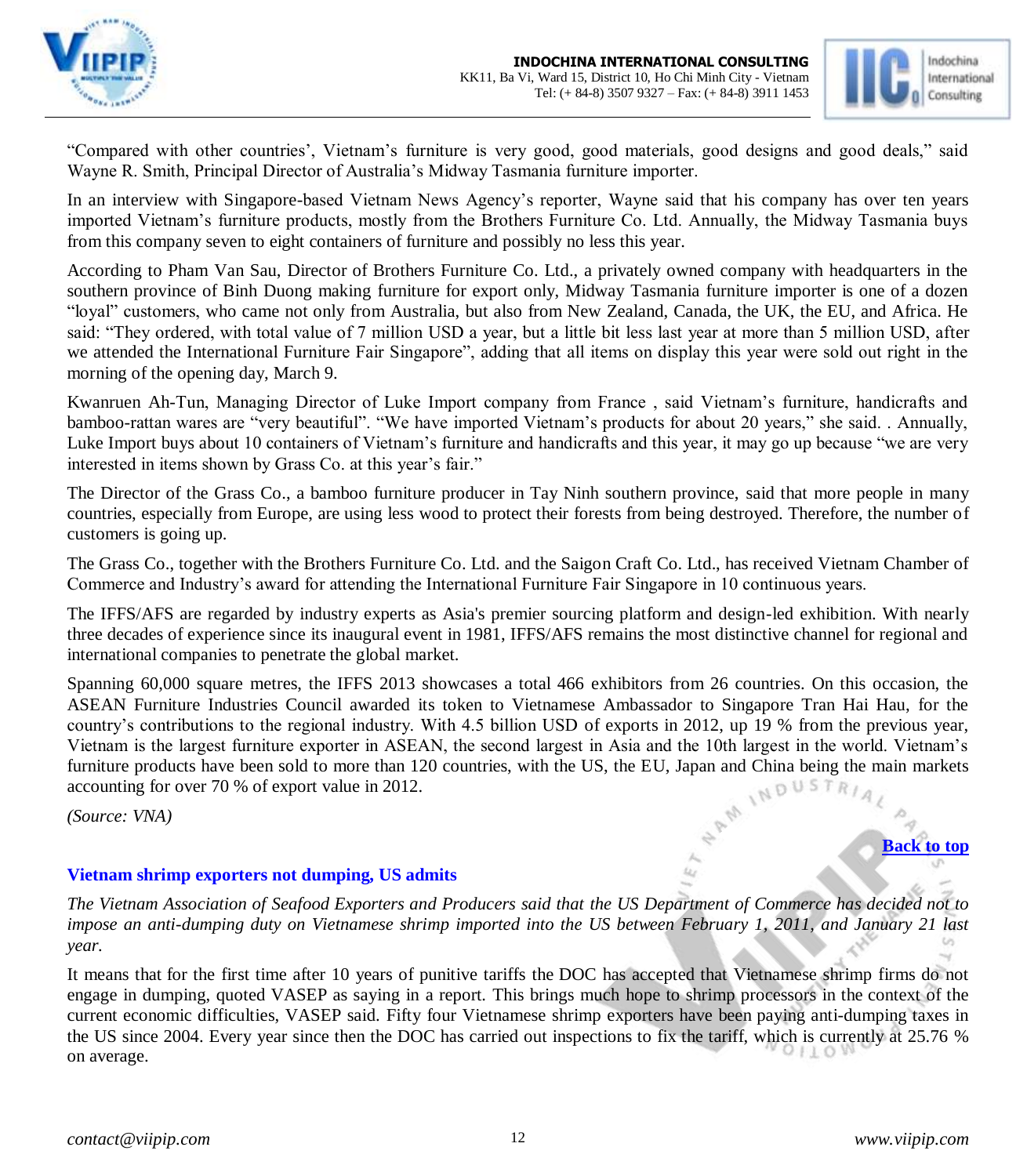"Compared with other countries', Vietnam's furniture is very good, good materials, good designs and good deals," said Wayne R. Smith, Principal Director of Australia's Midway Tasmania furniture importer.

In an interview with Singapore-based Vietnam News Agency's reporter, Wayne said that his company has over ten years imported Vietnam's furniture products, mostly from the Brothers Furniture Co. Ltd. Annually, the Midway Tasmania buys from this company seven to eight containers of furniture and possibly no less this year.

According to Pham Van Sau, Director of Brothers Furniture Co. Ltd., a privately owned company with headquarters in the southern province of Binh Duong making furniture for export only, Midway Tasmania furniture importer is one of a dozen "loyal" customers, who came not only from Australia, but also from New Zealand, Canada, the UK, the EU, and Africa. He said: "They ordered, with total value of 7 million USD a year, but a little bit less last year at more than 5 million USD, after we attended the International Furniture Fair Singapore", adding that all items on display this year were sold out right in the morning of the opening day, March 9.

Kwanruen Ah-Tun, Managing Director of Luke Import company from France , said Vietnam's furniture, handicrafts and bamboo-rattan wares are "very beautiful". "We have imported Vietnam's products for about 20 years," she said. . Annually, Luke Import buys about 10 containers of Vietnam's furniture and handicrafts and this year, it may go up because "we are very interested in items shown by Grass Co. at this year's fair."

The Director of the Grass Co., a bamboo furniture producer in Tay Ninh southern province, said that more people in many countries, especially from Europe, are using less wood to protect their forests from being destroyed. Therefore, the number of customers is going up.

The Grass Co., together with the Brothers Furniture Co. Ltd. and the Saigon Craft Co. Ltd., has received Vietnam Chamber of Commerce and Industry's award for attending the International Furniture Fair Singapore in 10 continuous years.

The IFFS/AFS are regarded by industry experts as Asia's premier sourcing platform and design-led exhibition. With nearly three decades of experience since its inaugural event in 1981, IFFS/AFS remains the most distinctive channel for regional and international companies to penetrate the global market.

Spanning 60,000 square metres, the IFFS 2013 showcases a total 466 exhibitors from 26 countries. On this occasion, the ASEAN Furniture Industries Council awarded its token to Vietnamese Ambassador to Singapore Tran Hai Hau, for the country's contributions to the regional industry. With 4.5 billion USD of exports in 2012, up 19 % from the previous year, Vietnam is the largest furniture exporter in ASEAN, the second largest in Asia and the 10th largest in the world. Vietnam's furniture products have been sold to more than 120 countries, with the US, the EU, Japan and China being the main markets accounting for over 70 % of export value in 2012.

*(Source: VNA)*

**Back to top**

### Vietnam shrimp exporters not dumping, US admits

*The Vietnam Association of Seafood Exporters and Producers said that the US Department of Commerce has decided not to impose an anti-dumping duty on Vietnamese shrimp imported into the US between February 1, 2011, and January 21 last year.*

It means that for the first time after 10 years of punitive tariffs the DOC has accepted that Vietnamese shrimp firms do not engage in dumping, quoted VASEP as saying in a report. This brings much hope to shrimp processors in the context of the current economic difficulties, VASEP said. Fifty four Vietnamese shrimp exporters have been paying anti-dumping taxes in the US since 2004. Every year since then the DOC has carried out inspections to fix the tariff, which is currently at 25.76 % on average.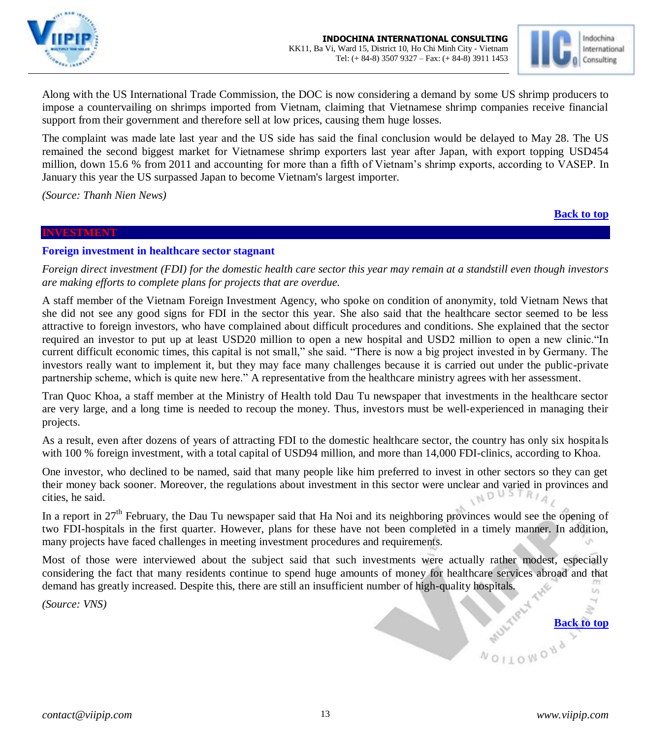Along with the US International Trade Commission, the DOC is now considering a demand by some US shrimp producers to impose a countervailing on shrimps imported from Vietnam, claiming that Vietnamese shrimp companies receive financial support from their government and therefore sell at low prices, causing them huge losses.

The complaint was made late last year and the US side has said the final conclusion would be delayed to May 28. The US remained the second biggest market for Vietnamese shrimp exporters last year after Japan, with export topping USD454 million, down 15.6 % from 2011 and accounting for more than a fifth of Vietnam's shrimp exports, according to VASEP. In January this year the US surpassed Japan to become Vietnam's largest importer.

*(Source: Thanh Nien News)*

**Back to top**

## INVESTMENT

### Foreign investment in healthcare sector stagnant

*Foreign direct investment (FDI) for the domestic health care sector this year may remain at a standstill even though investors are making efforts to complete plans for projects that are overdue.*

A staff member of the Vietnam Foreign Investment Agency, who spoke on condition of anonymity, told Vietnam News that she did not see any good signs for FDI in the sector this year. She also said that the healthcare sector seemed to be less attractive to foreign investors, who have complained about difficult procedures and conditions. She explained that the sector required an investor to put up at least USD20 million to open a new hospital and USD2 million to open a new clinic."In current difficult economic times, this capital is not small," she said. "There is now a big project invested in by Germany. The investors really want to implement it, but they may face many challenges because it is carried out under the public-private partnership scheme, which is quite new here." A representative from the healthcare ministry agrees with her assessment.

Tran Quoc Khoa, a staff member at the Ministry of Health told Dau Tu newspaper that investments in the healthcare sector are very large, and a long time is needed to recoup the money. Thus, investors must be well-experienced in managing their projects.

As a result, even after dozens of years of attracting FDI to the domestic healthcare sector, the country has only six hospitals with 100 % foreign investment, with a total capital of USD94 million, and more than 14,000 FDI-clinics, according to Khoa.

One investor, who declined to be named, said that many people like him preferred to invest in other sectors so they can get their money back sooner. Moreover, the regulations about investment in this sector were unclear and varied in provinces and cities, he said.

In a report in 27th February, the Dau Tu newspaper said that Ha Noi and its neighboring provinces would see the opening of two FDI-hospitals in the first quarter. However, plans for these have not been completed in a timely manner. In addition, many projects have faced challenges in meeting investment procedures and requirements.

Most of those were interviewed about the subject said that such investments were actually rather modest, especially considering the fact that many residents continue to spend huge amounts of money for healthcare services abroad and that demand has greatly increased. Despite this, there are still an insufficient number of high-quality hospitals.

*(Source: VNS)*

**Back to top**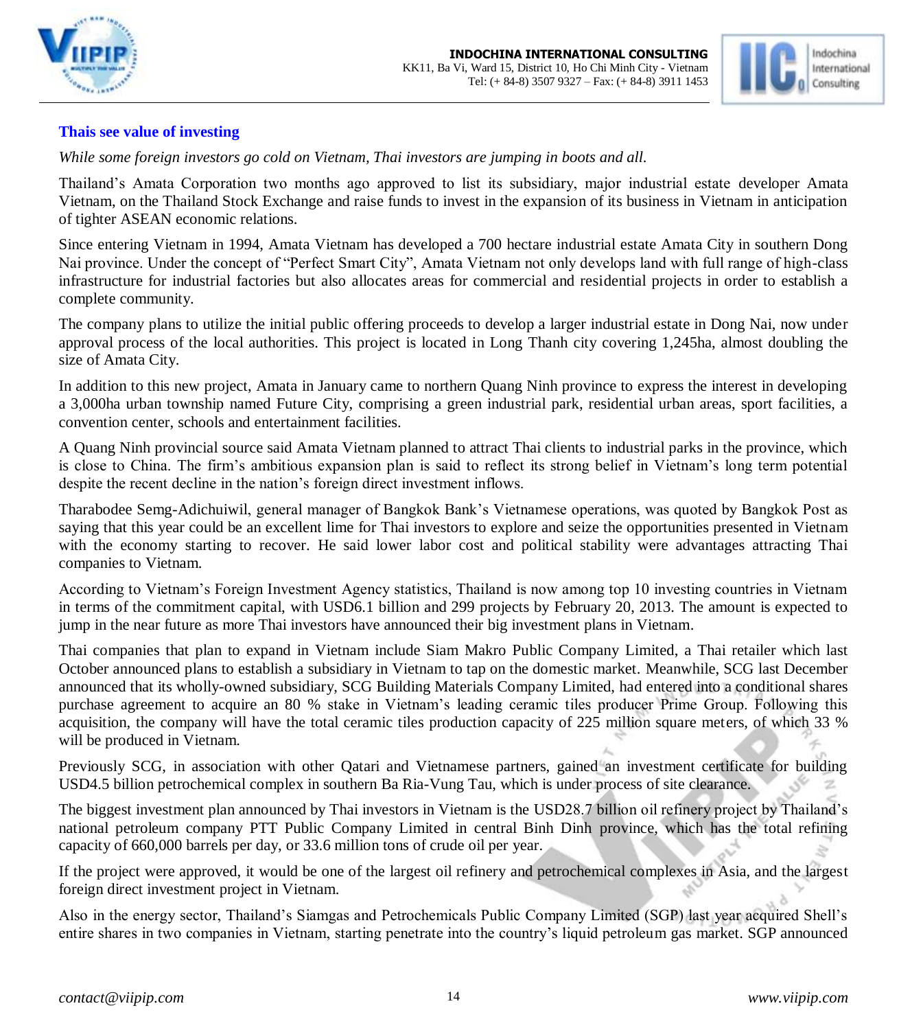## Thais see value of investing

*While some foreign investors go cold on Vietnam, Thai investors are jumping in boots and all.*

Thailand's Amata Corporation two months ago approved to list its subsidiary, major industrial estate developer Amata Vietnam, on the Thailand Stock Exchange and raise funds to invest in the expansion of its business in Vietnam in anticipation of tighter ASEAN economic relations.

Since entering Vietnam in 1994, Amata Vietnam has developed a 700 hectare industrial estate Amata City in southern Dong Nai province. Under the concept of "Perfect Smart City", Amata Vietnam not only develops land with full range of high-class infrastructure for industrial factories but also allocates areas for commercial and residential projects in order to establish a complete community.

The company plans to utilize the initial public offering proceeds to develop a larger industrial estate in Dong Nai, now under approval process of the local authorities. This project is located in Long Thanh city covering 1,245ha, almost doubling the size of Amata City.

In addition to this new project, Amata in January came to northern Quang Ninh province to express the interest in developing a 3,000ha urban township named Future City, comprising a green industrial park, residential urban areas, sport facilities, a convention center, schools and entertainment facilities.

A Quang Ninh provincial source said Amata Vietnam planned to attract Thai clients to industrial parks in the province, which is close to China. The firm's ambitious expansion plan is said to reflect its strong belief in Vietnam's long term potential despite the recent decline in the nation's foreign direct investment inflows.

Tharabodee Semg-Adichuiwil, general manager of Bangkok Bank's Vietnamese operations, was quoted by Bangkok Post as saying that this year could be an excellent lime for Thai investors to explore and seize the opportunities presented in Vietnam with the economy starting to recover. He said lower labor cost and political stability were advantages attracting Thai companies to Vietnam.

According to Vietnam's Foreign Investment Agency statistics, Thailand is now among top 10 investing countries in Vietnam in terms of the commitment capital, with USD6.1 billion and 299 projects by February 20, 2013. The amount is expected to jump in the near future as more Thai investors have announced their big investment plans in Vietnam.

Thai companies that plan to expand in Vietnam include Siam Makro Public Company Limited, a Thai retailer which last October announced plans to establish a subsidiary in Vietnam to tap on the domestic market. Meanwhile, SCG last December announced that its wholly-owned subsidiary, SCG Building Materials Company Limited, had entered into a conditional shares purchase agreement to acquire an 80 % stake in Vietnam's leading ceramic tiles producer Prime Group. Following this acquisition, the company will have the total ceramic tiles production capacity of 225 million square meters, of which 33 % will be produced in Vietnam.

Previously SCG, in association with other Qatari and Vietnamese partners, gained an investment certificate for building USD4.5 billion petrochemical complex in southern Ba Ria-Vung Tau, which is under process of site clearance.

The biggest investment plan announced by Thai investors in Vietnam is the USD28.7 billion oil refinery project by Thailand's national petroleum company PTT Public Company Limited in central Binh Dinh province, which has the total refining capacity of 660,000 barrels per day, or 33.6 million tons of crude oil per year.

If the project were approved, it would be one of the largest oil refinery and petrochemical complexes in Asia, and the largest foreign direct investment project in Vietnam.

Also in the energy sector, Thailand's Siamgas and Petrochemicals Public Company Limited (SGP) last year acquired Shell's entire shares in two companies in Vietnam, starting penetrate into the country's liquid petroleum gas market. SGP announced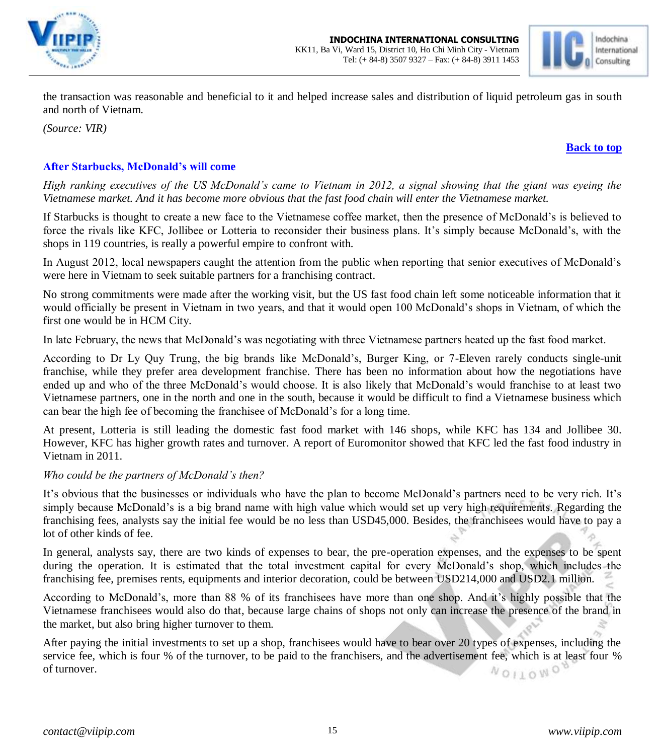the transaction was reasonable and beneficial to it and helped increase sales and distribution of liquid petroleum gas in south and north of Vietnam.

*(Source: VIR)*

**Back to top**

### After Starbucks, McDonald's will come

*High ranking executives of the US McDonald's came to Vietnam in 2012, a signal showing that the giant was eyeing the Vietnamese market. And it has become more obvious that the fast food chain will enter the Vietnamese market.*

If Starbucks is thought to create a new face to the Vietnamese coffee market, then the presence of McDonald's is believed to force the rivals like KFC, Jollibee or Lotteria to reconsider their business plans. It's simply because McDonald's, with the shops in 119 countries, is really a powerful empire to confront with.

In August 2012, local newspapers caught the attention from the public when reporting that senior executives of McDonald's were here in Vietnam to seek suitable partners for a franchising contract.

No strong commitments were made after the working visit, but the US fast food chain left some noticeable information that it would officially be present in Vietnam in two years, and that it would open 100 McDonald's shops in Vietnam, of which the first one would be in HCM City.

In late February, the news that McDonald's was negotiating with three Vietnamese partners heated up the fast food market.

According to Dr Ly Quy Trung, the big brands like McDonald's, Burger King, or 7-Eleven rarely conducts single-unit franchise, while they prefer area development franchise. There has been no information about how the negotiations have ended up and who of the three McDonald's would choose. It is also likely that McDonald's would franchise to at least two Vietnamese partners, one in the north and one in the south, because it would be difficult to find a Vietnamese business which can bear the high fee of becoming the franchisee of McDonald's for a long time.

At present, Lotteria is still leading the domestic fast food market with 146 shops, while KFC has 134 and Jollibee 30. However, KFC has higher growth rates and turnover. A report of Euromonitor showed that KFC led the fast food industry in Vietnam in 2011.

*Who could be the partners of McDonald's then?*

It's obvious that the businesses or individuals who have the plan to become McDonald's partners need to be very rich. It's simply because McDonald's is a big brand name with high value which would set up very high requirements. Regarding the franchising fees, analysts say the initial fee would be no less than USD45,000. Besides, the franchisees would have to pay a lot of other kinds of fee.

In general, analysts say, there are two kinds of expenses to bear, the pre-operation expenses, and the expenses to be spent during the operation. It is estimated that the total investment capital for every McDonald's shop, which includes the franchising fee, premises rents, equipments and interior decoration, could be between USD214,000 and USD2.1 million.

According to McDonald's, more than 88 % of its franchisees have more than one shop. And it's highly possible that the Vietnamese franchisees would also do that, because large chains of shops not only can increase the presence of the brand in the market, but also bring higher turnover to them.

After paying the initial investments to set up a shop, franchisees would have to bear over 20 types of expenses, including the service fee, which is four % of the turnover, to be paid to the franchisers, and the advertisement fee, which is at least four % of turnover.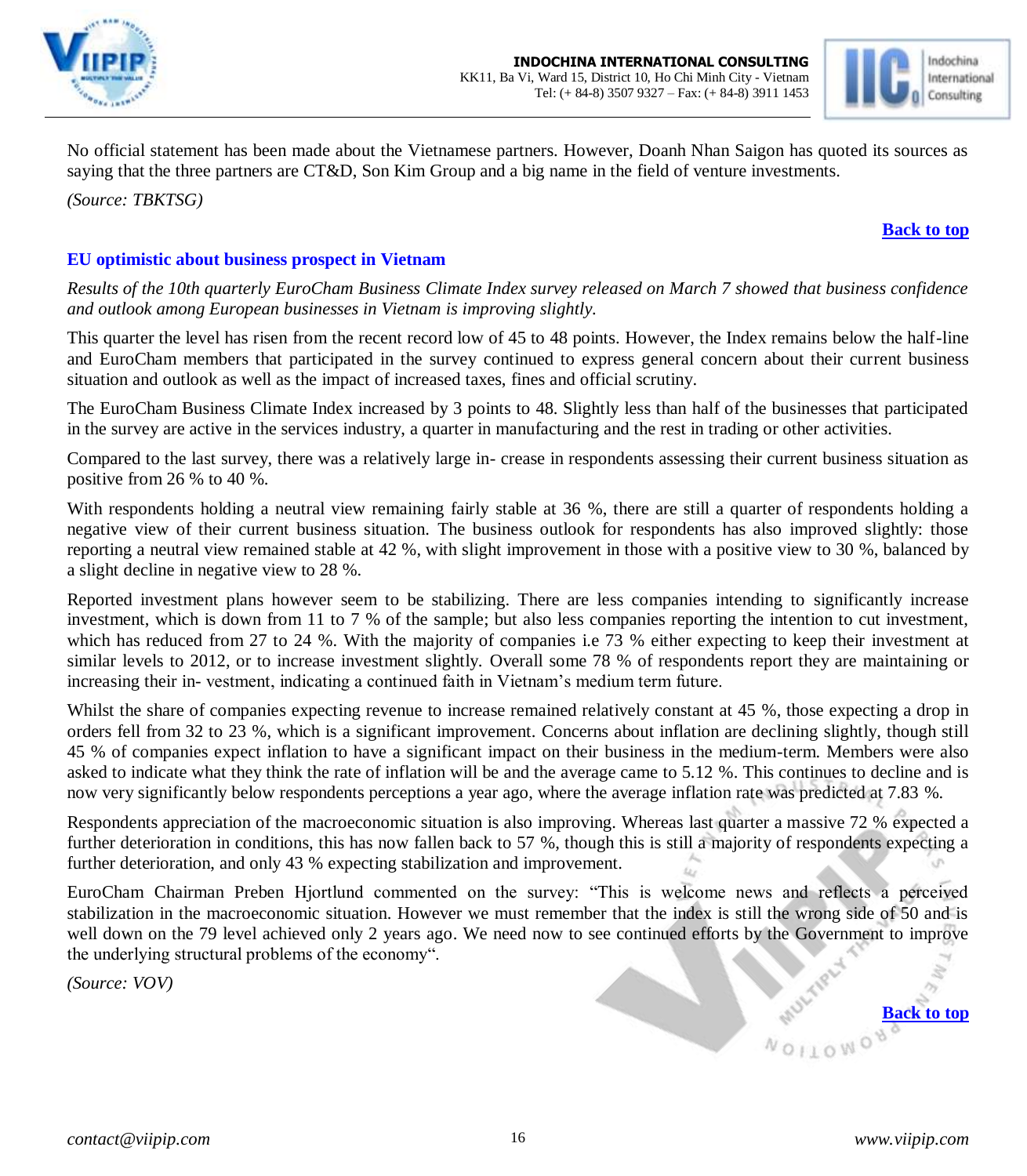No official statement has been made about the Vietnamese partners. However, Doanh Nhan Saigon has quoted its sources as saying that the three partners are CT&D, Son Kim Group and a big name in the field of venture investments.

*(Source: TBKTSG)*

**Back to top**

## EU optimistic about business prospect in Vietnam

*Results of the 10th quarterly EuroCham Business Climate Index survey released on March 7 showed that business confidence and outlook among European businesses in Vietnam is improving slightly.*

This quarter the level has risen from the recent record low of 45 to 48 points. However, the Index remains below the half-line and EuroCham members that participated in the survey continued to express general concern about their current business situation and outlook as well as the impact of increased taxes, fines and official scrutiny.

The EuroCham Business Climate Index increased by 3 points to 48. Slightly less than half of the businesses that participated in the survey are active in the services industry, a quarter in manufacturing and the rest in trading or other activities.

Compared to the last survey, there was a relatively large in- crease in respondents assessing their current business situation as positive from 26 % to 40 %.

With respondents holding a neutral view remaining fairly stable at 36 %, there are still a quarter of respondents holding a negative view of their current business situation. The business outlook for respondents has also improved slightly: those reporting a neutral view remained stable at 42 %, with slight improvement in those with a positive view to 30 %, balanced by a slight decline in negative view to 28 %.

Reported investment plans however seem to be stabilizing. There are less companies intending to significantly increase investment, which is down from 11 to 7 % of the sample; but also less companies reporting the intention to cut investment, which has reduced from 27 to 24 %. With the majority of companies i.e 73 % either expecting to keep their investment at similar levels to 2012, or to increase investment slightly. Overall some 78 % of respondents report they are maintaining or increasing their in- vestment, indicating a continued faith in Vietnam's medium term future.

Whilst the share of companies expecting revenue to increase remained relatively constant at 45 %, those expecting a drop in orders fell from 32 to 23 %, which is a significant improvement. Concerns about inflation are declining slightly, though still 45 % of companies expect inflation to have a significant impact on their business in the medium-term. Members were also asked to indicate what they think the rate of inflation will be and the average came to 5.12 %. This continues to decline and is now very significantly below respondents perceptions a year ago, where the average inflation rate was predicted at 7.83 %.

Respondents appreciation of the macroeconomic situation is also improving. Whereas last quarter a massive 72 % expected a further deterioration in conditions, this has now fallen back to 57 %, though this is still a majority of respondents expecting a further deterioration, and only 43 % expecting stabilization and improvement.

EuroCham Chairman Preben Hjortlund commented on the survey: "This is welcome news and reflects a perceived stabilization in the macroeconomic situation. However we must remember that the index is still the wrong side of 50 and is well down on the 79 level achieved only 2 years ago. We need now to see continued efforts by the Government to improve the underlying structural problems of the economy".

*(Source: VOV)*

**Back to top**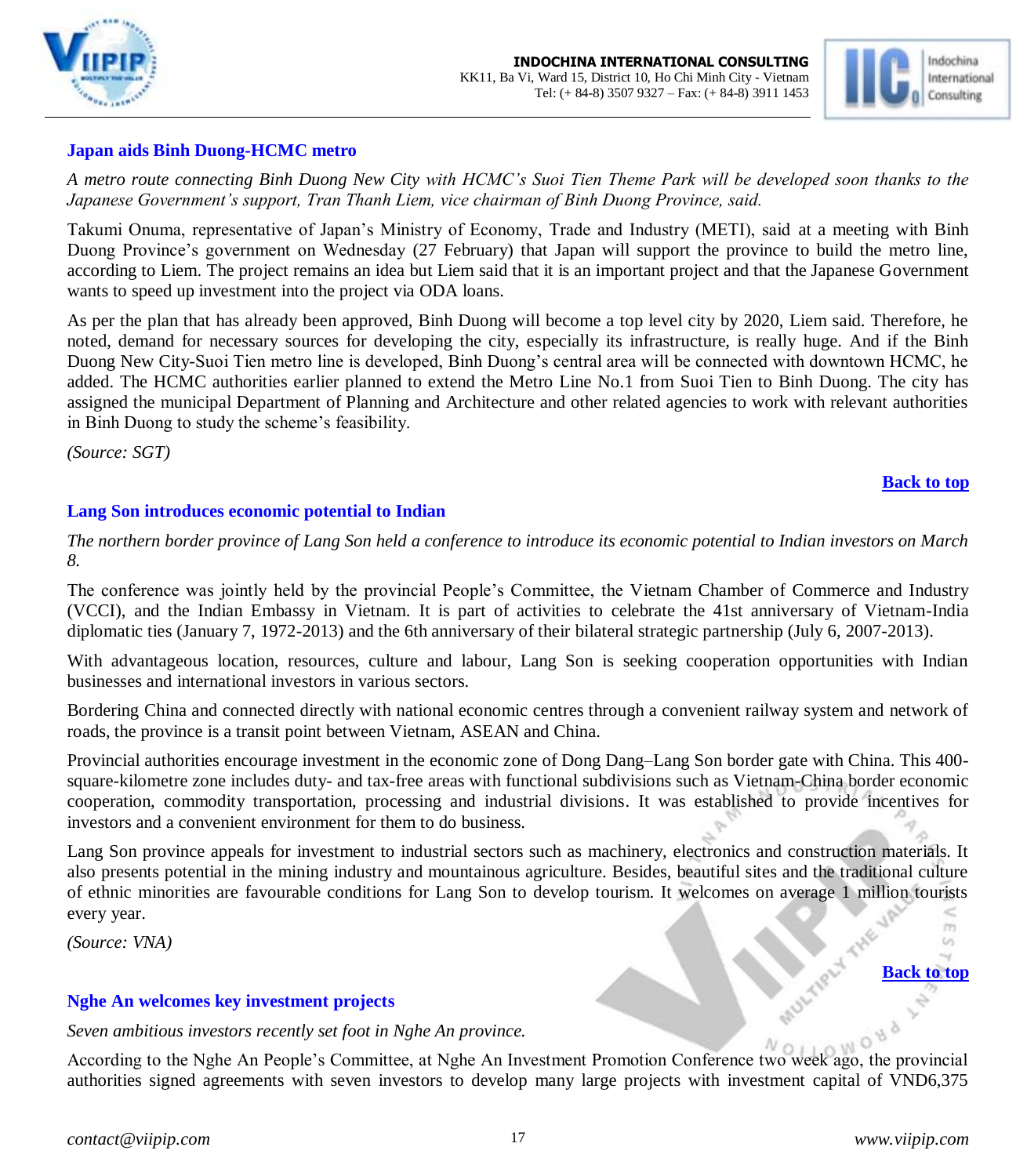## Japan aids Binh Duong-HCMC metro

*A metro route connecting Binh Duong New City with HCMC's Suoi Tien Theme Park will be developed soon thanks to the Japanese Government's support, Tran Thanh Liem, vice chairman of Binh Duong Province, said.*

Takumi Onuma, representative of Japan's Ministry of Economy, Trade and Industry (METI), said at a meeting with Binh Duong Province's government on Wednesday (27 February) that Japan will support the province to build the metro line, according to Liem. The project remains an idea but Liem said that it is an important project and that the Japanese Government wants to speed up investment into the project via ODA loans.

As per the plan that has already been approved, Binh Duong will become a top level city by 2020, Liem said. Therefore, he noted, demand for necessary sources for developing the city, especially its infrastructure, is really huge. And if the Binh Duong New City-Suoi Tien metro line is developed, Binh Duong's central area will be connected with downtown HCMC, he added. The HCMC authorities earlier planned to extend the Metro Line No.1 from Suoi Tien to Binh Duong. The city has assigned the municipal Department of Planning and Architecture and other related agencies to work with relevant authorities in Binh Duong to study the scheme's feasibility.

*(Source: SGT)*

**Back to top**

## Lang Son introduces economic potential to Indian

*The northern border province of Lang Son held a conference to introduce its economic potential to Indian investors on March 8.*

The conference was jointly held by the provincial People's Committee, the Vietnam Chamber of Commerce and Industry (VCCI), and the Indian Embassy in Vietnam. It is part of activities to celebrate the 41st anniversary of Vietnam-India diplomatic ties (January 7, 1972-2013) and the 6th anniversary of their bilateral strategic partnership (July 6, 2007-2013).

With advantageous location, resources, culture and labour, Lang Son is seeking cooperation opportunities with Indian businesses and international investors in various sectors.

Bordering China and connected directly with national economic centres through a convenient railway system and network of roads, the province is a transit point between Vietnam, ASEAN and China.

Provincial authorities encourage investment in the economic zone of Dong Dang–Lang Son border gate with China. This 400-square-kilometre zone includes duty- and tax-free areas with functional subdivisions such as Vietnam-China border economic cooperation, commodity transportation, processing and industrial divisions. It was established to provide incentives for investors and a convenient environment for them to do business.

Lang Son province appeals for investment to industrial sectors such as machinery, electronics and construction materials. It also presents potential in the mining industry and mountainous agriculture. Besides, beautiful sites and the traditional culture of ethnic minorities are favourable conditions for Lang Son to develop tourism. It welcomes on average 1 million tourists every year.

*(Source: VNA)*

**Back to top**

## Nghe An welcomes key investment projects

*Seven ambitious investors recently set foot in Nghe An province.*

According to the Nghe An People's Committee, at Nghe An Investment Promotion Conference two week ago, the provincial authorities signed agreements with seven investors to develop many large projects with investment capital of VND6,375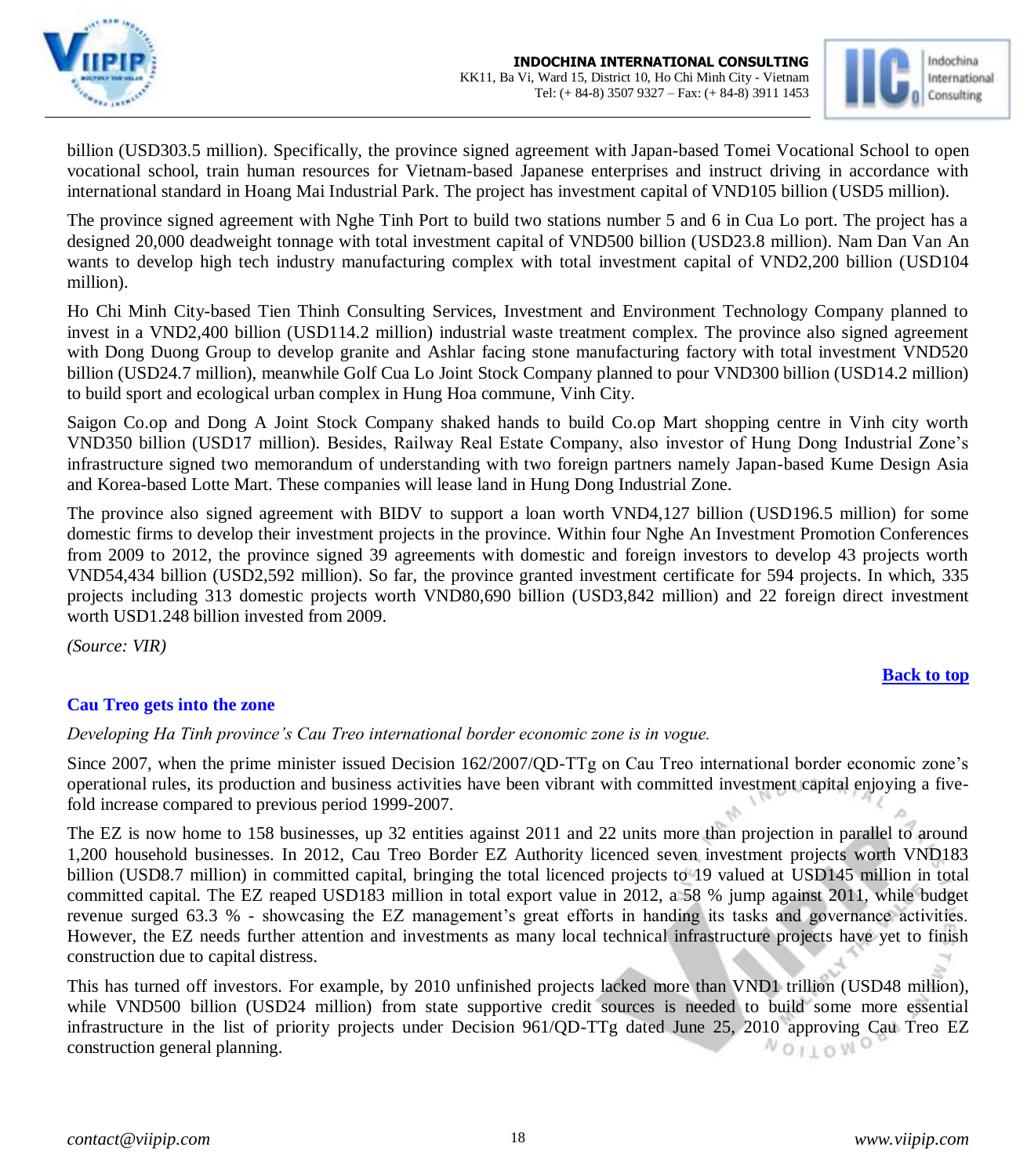billion (USD303.5 million). Specifically, the province signed agreement with Japan-based Tomei Vocational School to open vocational school, train human resources for Vietnam-based Japanese enterprises and instruct driving in accordance with international standard in Hoang Mai Industrial Park. The project has investment capital of VND105 billion (USD5 million).

The province signed agreement with Nghe Tinh Port to build two stations number 5 and 6 in Cua Lo port. The project has a designed 20,000 deadweight tonnage with total investment capital of VND500 billion (USD23.8 million). Nam Dan Van An wants to develop high tech industry manufacturing complex with total investment capital of VND2,200 billion (USD104 million).

Ho Chi Minh City-based Tien Thinh Consulting Services, Investment and Environment Technology Company planned to invest in a VND2,400 billion (USD114.2 million) industrial waste treatment complex. The province also signed agreement with Dong Duong Group to develop granite and Ashlar facing stone manufacturing factory with total investment VND520 billion (USD24.7 million), meanwhile Golf Cua Lo Joint Stock Company planned to pour VND300 billion (USD14.2 million) to build sport and ecological urban complex in Hung Hoa commune, Vinh City.

Saigon Co.op and Dong A Joint Stock Company shaked hands to build Co.op Mart shopping centre in Vinh city worth VND350 billion (USD17 million). Besides, Railway Real Estate Company, also investor of Hung Dong Industrial Zone's infrastructure signed two memorandum of understanding with two foreign partners namely Japan-based Kume Design Asia and Korea-based Lotte Mart. These companies will lease land in Hung Dong Industrial Zone.

The province also signed agreement with BIDV to support a loan worth VND4,127 billion (USD196.5 million) for some domestic firms to develop their investment projects in the province. Within four Nghe An Investment Promotion Conferences from 2009 to 2012, the province signed 39 agreements with domestic and foreign investors to develop 43 projects worth VND54,434 billion (USD2,592 million). So far, the province granted investment certificate for 594 projects. In which, 335 projects including 313 domestic projects worth VND80,690 billion (USD3,842 million) and 22 foreign direct investment worth USD1.248 billion invested from 2009.

*(Source: VIR)*

**Back to top**

## Cau Treo gets into the zone

*Developing Ha Tinh province's Cau Treo international border economic zone is in vogue.*

Since 2007, when the prime minister issued Decision 162/2007/QD-TTg on Cau Treo international border economic zone's operational rules, its production and business activities have been vibrant with committed investment capital enjoying a five-fold increase compared to previous period 1999-2007.

The EZ is now home to 158 businesses, up 32 entities against 2011 and 22 units more than projection in parallel to around 1,200 household businesses. In 2012, Cau Treo Border EZ Authority licenced seven investment projects worth VND183 billion (USD8.7 million) in committed capital, bringing the total licenced projects to 19 valued at USD145 million in total committed capital. The EZ reaped USD183 million in total export value in 2012, a 58 % jump against 2011, while budget revenue surged 63.3 % - showcasing the EZ management's great efforts in handing its tasks and governance activities. However, the EZ needs further attention and investments as many local technical infrastructure projects have yet to finish construction due to capital distress.

This has turned off investors. For example, by 2010 unfinished projects lacked more than VND1 trillion (USD48 million), while VND500 billion (USD24 million) from state supportive credit sources is needed to build some more essential infrastructure in the list of priority projects under Decision 961/QD-TTg dated June 25, 2010 approving Cau Treo EZ construction general planning.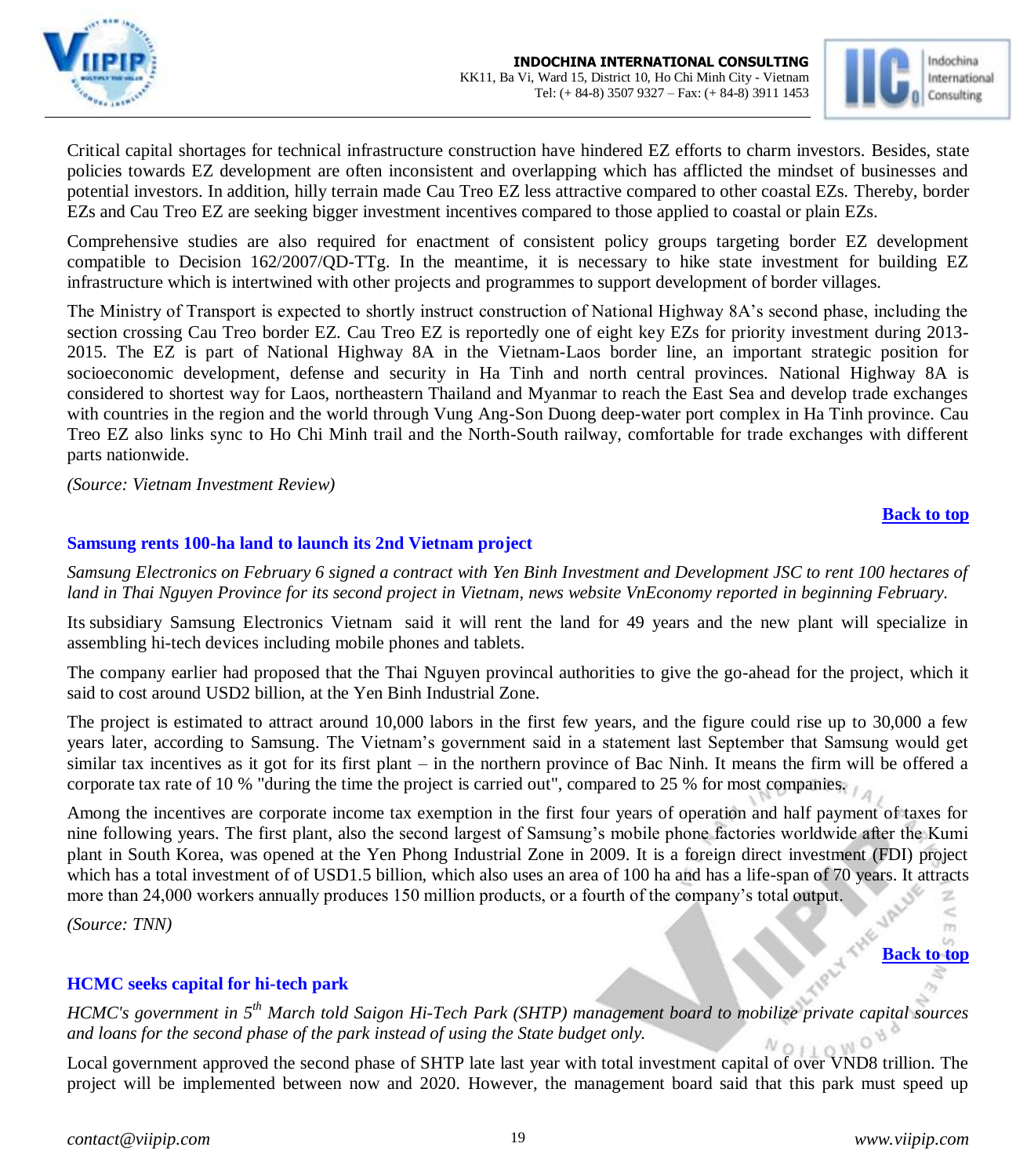Critical capital shortages for technical infrastructure construction have hindered EZ efforts to charm investors. Besides, state policies towards EZ development are often inconsistent and overlapping which has afflicted the mindset of businesses and potential investors. In addition, hilly terrain made Cau Treo EZ less attractive compared to other coastal EZs. Thereby, border EZs and Cau Treo EZ are seeking bigger investment incentives compared to those applied to coastal or plain EZs.

Comprehensive studies are also required for enactment of consistent policy groups targeting border EZ development compatible to Decision 162/2007/QD-TTg. In the meantime, it is necessary to hike state investment for building EZ infrastructure which is intertwined with other projects and programmes to support development of border villages.

The Ministry of Transport is expected to shortly instruct construction of National Highway 8A's second phase, including the section crossing Cau Treo border EZ. Cau Treo EZ is reportedly one of eight key EZs for priority investment during 2013-2015. The EZ is part of National Highway 8A in the Vietnam-Laos border line, an important strategic position for socioeconomic development, defense and security in Ha Tinh and north central provinces. National Highway 8A is considered to shortest way for Laos, northeastern Thailand and Myanmar to reach the East Sea and develop trade exchanges with countries in the region and the world through Vung Ang-Son Duong deep-water port complex in Ha Tinh province. Cau Treo EZ also links sync to Ho Chi Minh trail and the North-South railway, comfortable for trade exchanges with different parts nationwide.

*(Source: Vietnam Investment Review)*

**Back to top**

### Samsung rents 100-ha land to launch its 2nd Vietnam project

*Samsung Electronics on February 6 signed a contract with Yen Binh Investment and Development JSC to rent 100 hectares of land in Thai Nguyen Province for its second project in Vietnam, news website VnEconomy reported in beginning February.*

Its subsidiary Samsung Electronics Vietnam said it will rent the land for 49 years and the new plant will specialize in assembling hi-tech devices including mobile phones and tablets.

The company earlier had proposed that the Thai Nguyen provincal authorities to give the go-ahead for the project, which it said to cost around USD2 billion, at the Yen Binh Industrial Zone.

The project is estimated to attract around 10,000 labors in the first few years, and the figure could rise up to 30,000 a few years later, according to Samsung. The Vietnam's government said in a statement last September that Samsung would get similar tax incentives as it got for its first plant – in the northern province of Bac Ninh. It means the firm will be offered a corporate tax rate of 10 % "during the time the project is carried out", compared to 25 % for most companies.

Among the incentives are corporate income tax exemption in the first four years of operation and half payment of taxes for nine following years. The first plant, also the second largest of Samsung's mobile phone factories worldwide after the Kumi plant in South Korea, was opened at the Yen Phong Industrial Zone in 2009. It is a foreign direct investment (FDI) project which has a total investment of of USD1.5 billion, which also uses an area of 100 ha and has a life-span of 70 years. It attracts more than 24,000 workers annually produces 150 million products, or a fourth of the company's total output.

*(Source: TNN)*

**Back to top**

### HCMC seeks capital for hi-tech park

*HCMC's government in 5th March told Saigon Hi-Tech Park (SHTP) management board to mobilize private capital sources and loans for the second phase of the park instead of using the State budget only.*

Local government approved the second phase of SHTP late last year with total investment capital of over VND8 trillion. The project will be implemented between now and 2020. However, the management board said that this park must speed up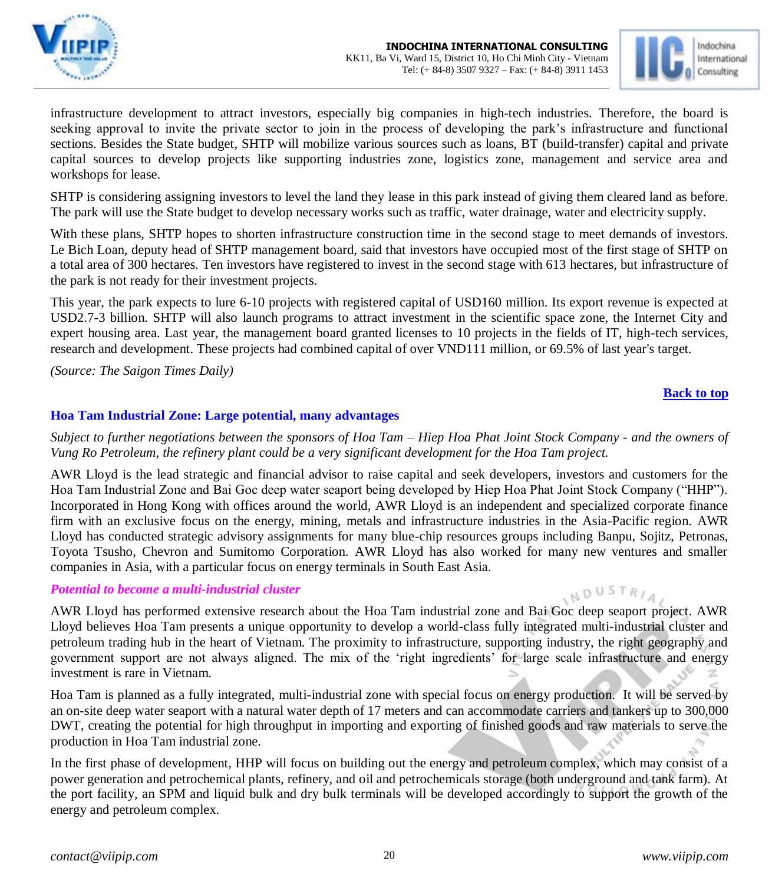infrastructure development to attract investors, especially big companies in high-tech industries. Therefore, the board is seeking approval to invite the private sector to join in the process of developing the park's infrastructure and functional sections. Besides the State budget, SHTP will mobilize various sources such as loans, BT (build-transfer) capital and private capital sources to develop projects like supporting industries zone, logistics zone, management and service area and workshops for lease.

SHTP is considering assigning investors to level the land they lease in this park instead of giving them cleared land as before. The park will use the State budget to develop necessary works such as traffic, water drainage, water and electricity supply.

With these plans, SHTP hopes to shorten infrastructure construction time in the second stage to meet demands of investors. Le Bich Loan, deputy head of SHTP management board, said that investors have occupied most of the first stage of SHTP on a total area of 300 hectares. Ten investors have registered to invest in the second stage with 613 hectares, but infrastructure of the park is not ready for their investment projects.

This year, the park expects to lure 6-10 projects with registered capital of USD160 million. Its export revenue is expected at USD2.7-3 billion. SHTP will also launch programs to attract investment in the scientific space zone, the Internet City and expert housing area. Last year, the management board granted licenses to 10 projects in the fields of IT, high-tech services, research and development. These projects had combined capital of over VND111 million, or 69.5% of last year's target.

*(Source: The Saigon Times Daily)*

**Back to top**

## Hoa Tam Industrial Zone: Large potential, many advantages

*Subject to further negotiations between the sponsors of Hoa Tam – Hiep Hoa Phat Joint Stock Company - and the owners of Vung Ro Petroleum, the refinery plant could be a very significant development for the Hoa Tam project.*

AWR Lloyd is the lead strategic and financial advisor to raise capital and seek developers, investors and customers for the Hoa Tam Industrial Zone and Bai Goc deep water seaport being developed by Hiep Hoa Phat Joint Stock Company ("HHP"). Incorporated in Hong Kong with offices around the world, AWR Lloyd is an independent and specialized corporate finance firm with an exclusive focus on the energy, mining, metals and infrastructure industries in the Asia-Pacific region. AWR Lloyd has conducted strategic advisory assignments for many blue-chip resources groups including Banpu, Sojitz, Petronas, Toyota Tsusho, Chevron and Sumitomo Corporation. AWR Lloyd has also worked for many new ventures and smaller companies in Asia, with a particular focus on energy terminals in South East Asia.

### *Potential to become a multi-industrial cluster*

AWR Lloyd has performed extensive research about the Hoa Tam industrial zone and Bai Goc deep seaport project. AWR Lloyd believes Hoa Tam presents a unique opportunity to develop a world-class fully integrated multi-industrial cluster and petroleum trading hub in the heart of Vietnam. The proximity to infrastructure, supporting industry, the right geography and government support are not always aligned. The mix of the 'right ingredients' for large scale infrastructure and energy investment is rare in Vietnam.

Hoa Tam is planned as a fully integrated, multi-industrial zone with special focus on energy production. It will be served by an on-site deep water seaport with a natural water depth of 17 meters and can accommodate carriers and tankers up to 300,000 DWT, creating the potential for high throughput in importing and exporting of finished goods and raw materials to serve the production in Hoa Tam industrial zone.

In the first phase of development, HHP will focus on building out the energy and petroleum complex, which may consist of a power generation and petrochemical plants, refinery, and oil and petrochemicals storage (both underground and tank farm). At the port facility, an SPM and liquid bulk and dry bulk terminals will be developed accordingly to support the growth of the energy and petroleum complex.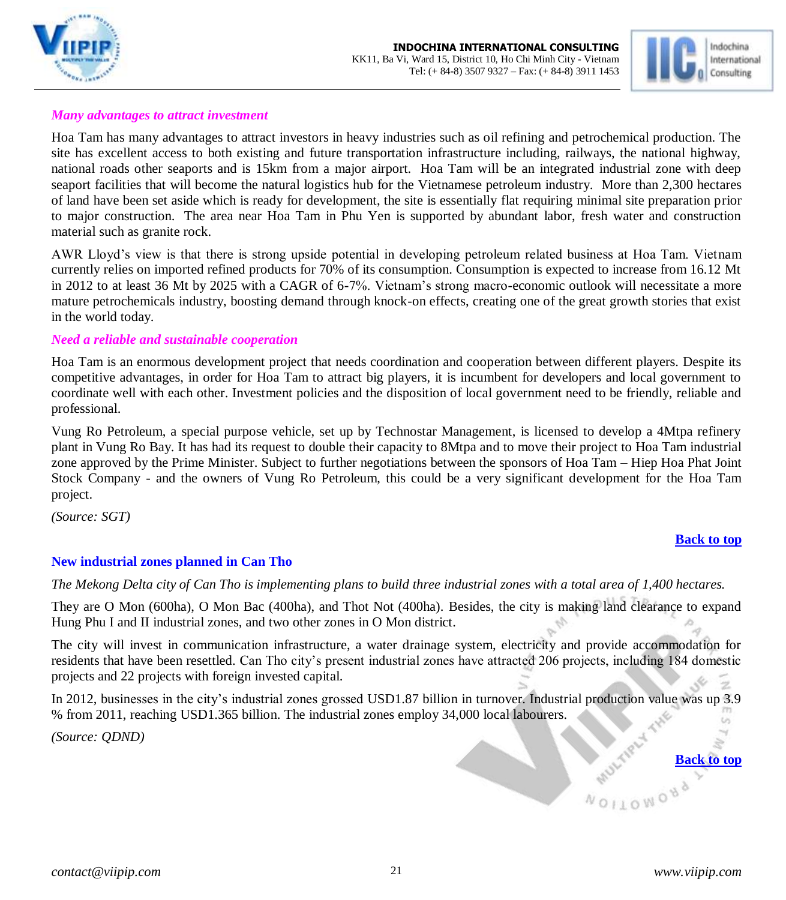*Many advantages to attract investment*

Hoa Tam has many advantages to attract investors in heavy industries such as oil refining and petrochemical production. The site has excellent access to both existing and future transportation infrastructure including, railways, the national highway, national roads other seaports and is 15km from a major airport. Hoa Tam will be an integrated industrial zone with deep seaport facilities that will become the natural logistics hub for the Vietnamese petroleum industry. More than 2,300 hectares of land have been set aside which is ready for development, the site is essentially flat requiring minimal site preparation prior to major construction. The area near Hoa Tam in Phu Yen is supported by abundant labor, fresh water and construction material such as granite rock.

AWR Lloyd's view is that there is strong upside potential in developing petroleum related business at Hoa Tam. Vietnam currently relies on imported refined products for 70% of its consumption. Consumption is expected to increase from 16.12 Mt in 2012 to at least 36 Mt by 2025 with a CAGR of 6-7%. Vietnam's strong macro-economic outlook will necessitate a more mature petrochemicals industry, boosting demand through knock-on effects, creating one of the great growth stories that exist in the world today.

*Need a reliable and sustainable cooperation*

Hoa Tam is an enormous development project that needs coordination and cooperation between different players. Despite its competitive advantages, in order for Hoa Tam to attract big players, it is incumbent for developers and local government to coordinate well with each other. Investment policies and the disposition of local government need to be friendly, reliable and professional.

Vung Ro Petroleum, a special purpose vehicle, set up by Technostar Management, is licensed to develop a 4Mtpa refinery plant in Vung Ro Bay. It has had its request to double their capacity to 8Mtpa and to move their project to Hoa Tam industrial zone approved by the Prime Minister. Subject to further negotiations between the sponsors of Hoa Tam – Hiep Hoa Phat Joint Stock Company - and the owners of Vung Ro Petroleum, this could be a very significant development for the Hoa Tam project.

*(Source: SGT)*

**Back to top**

## New industrial zones planned in Can Tho

*The Mekong Delta city of Can Tho is implementing plans to build three industrial zones with a total area of 1,400 hectares.*

They are O Mon (600ha), O Mon Bac (400ha), and Thot Not (400ha). Besides, the city is making land clearance to expand Hung Phu I and II industrial zones, and two other zones in O Mon district.

The city will invest in communication infrastructure, a water drainage system, electricity and provide accommodation for residents that have been resettled. Can Tho city's present industrial zones have attracted 206 projects, including 184 domestic projects and 22 projects with foreign invested capital.

In 2012, businesses in the city's industrial zones grossed USD1.87 billion in turnover. Industrial production value was up 3.9 % from 2011, reaching USD1.365 billion. The industrial zones employ 34,000 local labourers.

*(Source: QDND)*

**Back to top**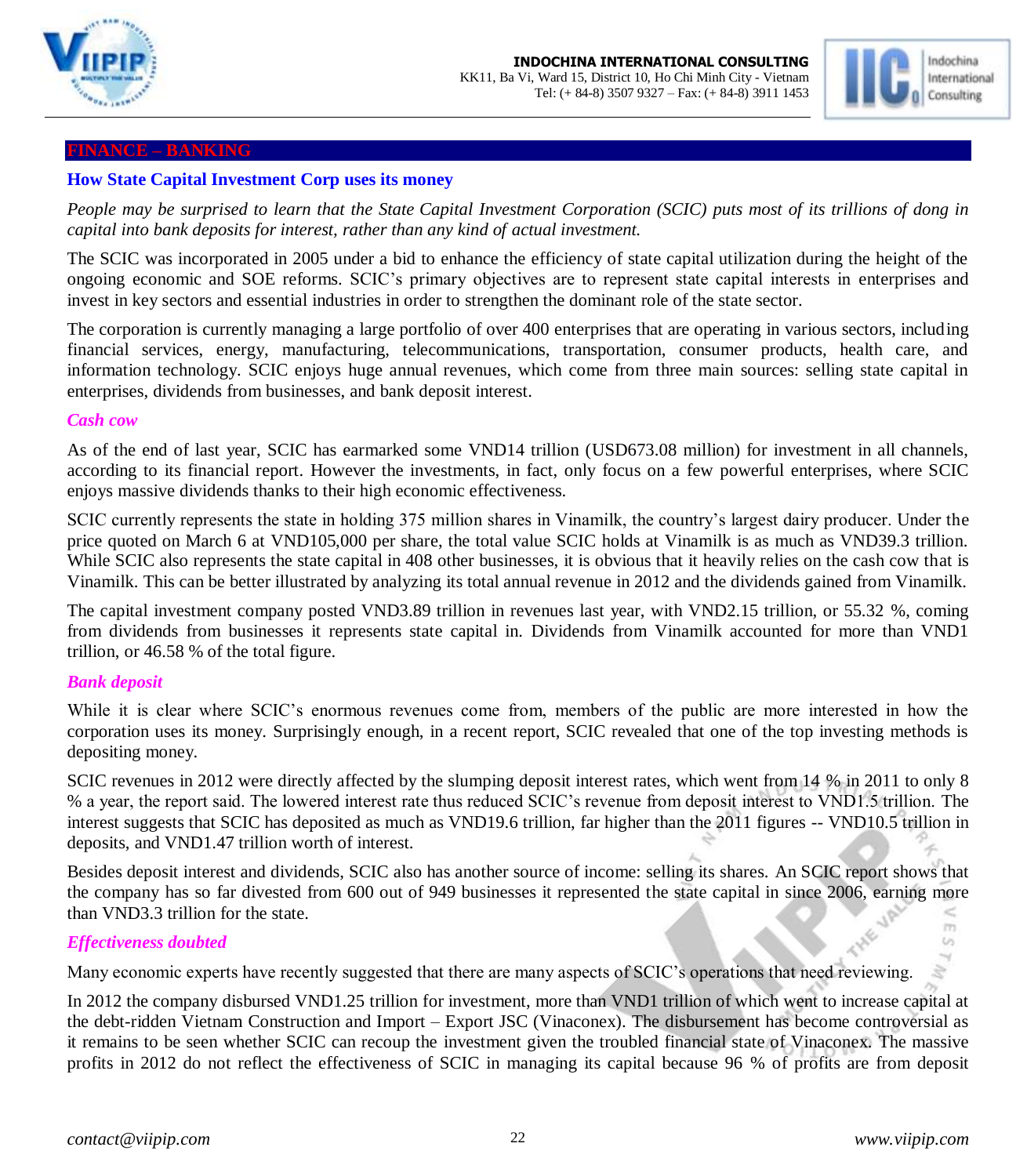## FINANCE – BANKING

### How State Capital Investment Corp uses its money

*People may be surprised to learn that the State Capital Investment Corporation (SCIC) puts most of its trillions of dong in capital into bank deposits for interest, rather than any kind of actual investment.*

The SCIC was incorporated in 2005 under a bid to enhance the efficiency of state capital utilization during the height of the ongoing economic and SOE reforms. SCIC's primary objectives are to represent state capital interests in enterprises and invest in key sectors and essential industries in order to strengthen the dominant role of the state sector.

The corporation is currently managing a large portfolio of over 400 enterprises that are operating in various sectors, including financial services, energy, manufacturing, telecommunications, transportation, consumer products, health care, and information technology. SCIC enjoys huge annual revenues, which come from three main sources: selling state capital in enterprises, dividends from businesses, and bank deposit interest.

#### *Cash cow*

As of the end of last year, SCIC has earmarked some VND14 trillion (USD673.08 million) for investment in all channels, according to its financial report. However the investments, in fact, only focus on a few powerful enterprises, where SCIC enjoys massive dividends thanks to their high economic effectiveness.

SCIC currently represents the state in holding 375 million shares in Vinamilk, the country's largest dairy producer. Under the price quoted on March 6 at VND105,000 per share, the total value SCIC holds at Vinamilk is as much as VND39.3 trillion. While SCIC also represents the state capital in 408 other businesses, it is obvious that it heavily relies on the cash cow that is Vinamilk. This can be better illustrated by analyzing its total annual revenue in 2012 and the dividends gained from Vinamilk.

The capital investment company posted VND3.89 trillion in revenues last year, with VND2.15 trillion, or 55.32 %, coming from dividends from businesses it represents state capital in. Dividends from Vinamilk accounted for more than VND1 trillion, or 46.58 % of the total figure.

#### *Bank deposit*

While it is clear where SCIC's enormous revenues come from, members of the public are more interested in how the corporation uses its money. Surprisingly enough, in a recent report, SCIC revealed that one of the top investing methods is depositing money.

SCIC revenues in 2012 were directly affected by the slumping deposit interest rates, which went from 14 % in 2011 to only 8 % a year, the report said. The lowered interest rate thus reduced SCIC's revenue from deposit interest to VND1.5 trillion. The interest suggests that SCIC has deposited as much as VND19.6 trillion, far higher than the 2011 figures -- VND10.5 trillion in deposits, and VND1.47 trillion worth of interest.

Besides deposit interest and dividends, SCIC also has another source of income: selling its shares. An SCIC report shows that the company has so far divested from 600 out of 949 businesses it represented the state capital in since 2006, earning more than VND3.3 trillion for the state.

#### *Effectiveness doubted*

Many economic experts have recently suggested that there are many aspects of SCIC's operations that need reviewing.

In 2012 the company disbursed VND1.25 trillion for investment, more than VND1 trillion of which went to increase capital at the debt-ridden Vietnam Construction and Import – Export JSC (Vinaconex). The disbursement has become controversial as it remains to be seen whether SCIC can recoup the investment given the troubled financial state of Vinaconex. The massive profits in 2012 do not reflect the effectiveness of SCIC in managing its capital because 96 % of profits are from deposit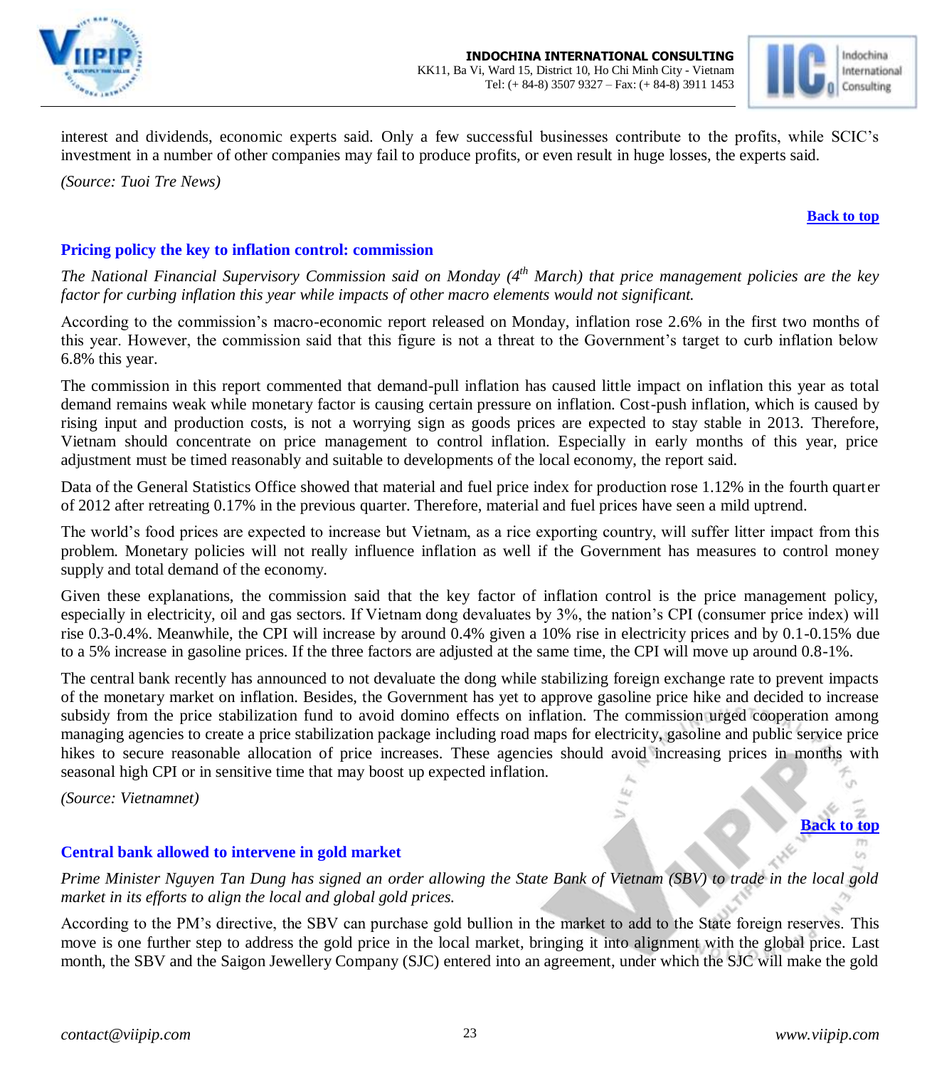interest and dividends, economic experts said. Only a few successful businesses contribute to the profits, while SCIC's investment in a number of other companies may fail to produce profits, or even result in huge losses, the experts said.

*(Source: Tuoi Tre News)*

**Back to top**

## Pricing policy the key to inflation control: commission

*The National Financial Supervisory Commission said on Monday (4th March) that price management policies are the key factor for curbing inflation this year while impacts of other macro elements would not significant.*

According to the commission's macro-economic report released on Monday, inflation rose 2.6% in the first two months of this year. However, the commission said that this figure is not a threat to the Government's target to curb inflation below 6.8% this year.

The commission in this report commented that demand-pull inflation has caused little impact on inflation this year as total demand remains weak while monetary factor is causing certain pressure on inflation. Cost-push inflation, which is caused by rising input and production costs, is not a worrying sign as goods prices are expected to stay stable in 2013. Therefore, Vietnam should concentrate on price management to control inflation. Especially in early months of this year, price adjustment must be timed reasonably and suitable to developments of the local economy, the report said.

Data of the General Statistics Office showed that material and fuel price index for production rose 1.12% in the fourth quarter of 2012 after retreating 0.17% in the previous quarter. Therefore, material and fuel prices have seen a mild uptrend.

The world's food prices are expected to increase but Vietnam, as a rice exporting country, will suffer litter impact from this problem. Monetary policies will not really influence inflation as well if the Government has measures to control money supply and total demand of the economy.

Given these explanations, the commission said that the key factor of inflation control is the price management policy, especially in electricity, oil and gas sectors. If Vietnam dong devaluates by 3%, the nation's CPI (consumer price index) will rise 0.3-0.4%. Meanwhile, the CPI will increase by around 0.4% given a 10% rise in electricity prices and by 0.1-0.15% due to a 5% increase in gasoline prices. If the three factors are adjusted at the same time, the CPI will move up around 0.8-1%.

The central bank recently has announced to not devaluate the dong while stabilizing foreign exchange rate to prevent impacts of the monetary market on inflation. Besides, the Government has yet to approve gasoline price hike and decided to increase subsidy from the price stabilization fund to avoid domino effects on inflation. The commission urged cooperation among managing agencies to create a price stabilization package including road maps for electricity, gasoline and public service price hikes to secure reasonable allocation of price increases. These agencies should avoid increasing prices in months with seasonal high CPI or in sensitive time that may boost up expected inflation.

*(Source: Vietnamnet)*

**Back to top**

## Central bank allowed to intervene in gold market

*Prime Minister Nguyen Tan Dung has signed an order allowing the State Bank of Vietnam (SBV) to trade in the local gold market in its efforts to align the local and global gold prices.*

According to the PM's directive, the SBV can purchase gold bullion in the market to add to the State foreign reserves. This move is one further step to address the gold price in the local market, bringing it into alignment with the global price. Last month, the SBV and the Saigon Jewellery Company (SJC) entered into an agreement, under which the SJC will make the gold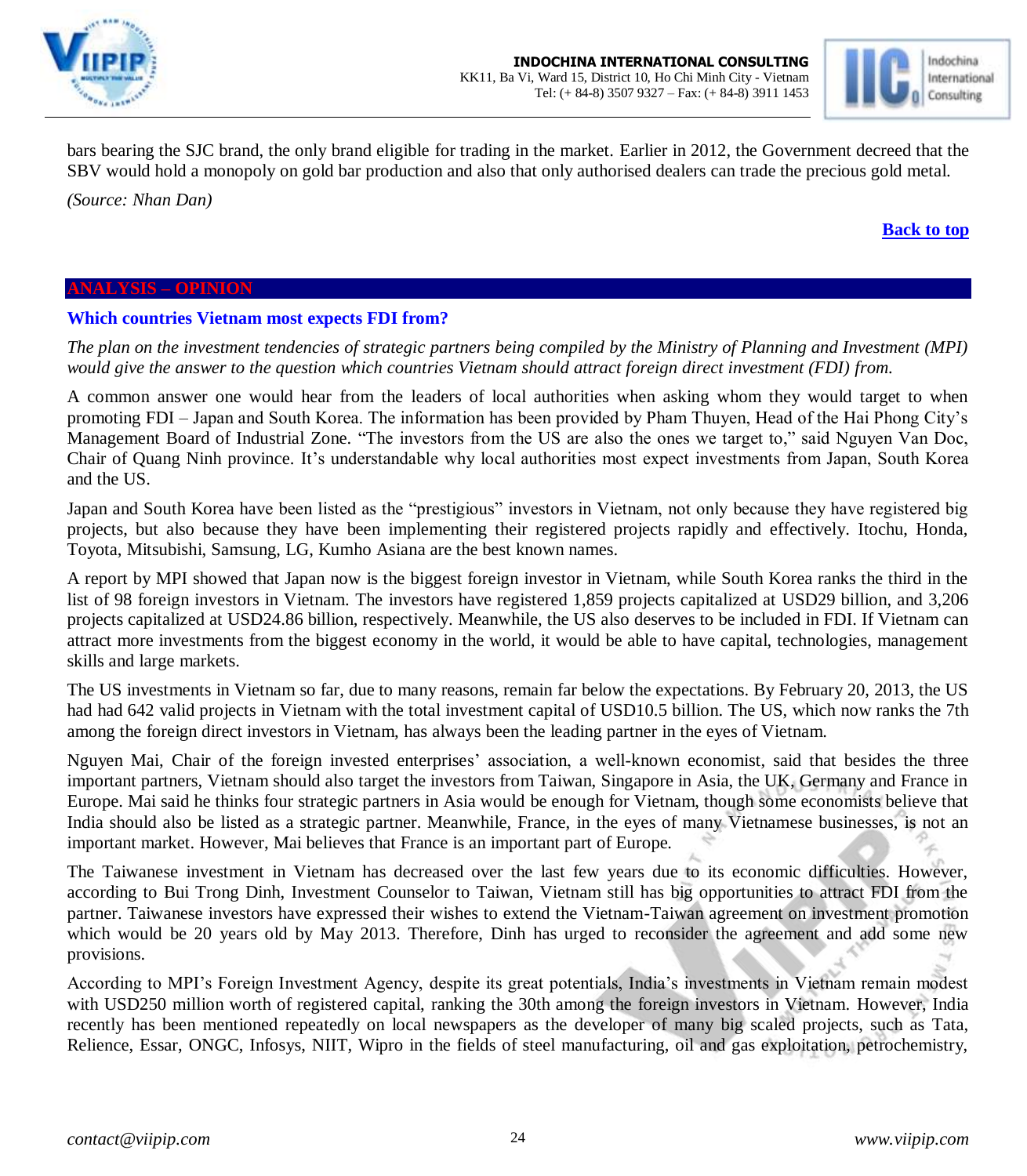bars bearing the SJC brand, the only brand eligible for trading in the market. Earlier in 2012, the Government decreed that the SBV would hold a monopoly on gold bar production and also that only authorised dealers can trade the precious gold metal.

*(Source: Nhan Dan)*

**Back to top**

## ANALYSIS – OPINION

### Which countries Vietnam most expects FDI from?

*The plan on the investment tendencies of strategic partners being compiled by the Ministry of Planning and Investment (MPI) would give the answer to the question which countries Vietnam should attract foreign direct investment (FDI) from.*

A common answer one would hear from the leaders of local authorities when asking whom they would target to when promoting FDI – Japan and South Korea. The information has been provided by Pham Thuyen, Head of the Hai Phong City's Management Board of Industrial Zone. "The investors from the US are also the ones we target to," said Nguyen Van Doc, Chair of Quang Ninh province. It's understandable why local authorities most expect investments from Japan, South Korea and the US.

Japan and South Korea have been listed as the "prestigious" investors in Vietnam, not only because they have registered big projects, but also because they have been implementing their registered projects rapidly and effectively. Itochu, Honda, Toyota, Mitsubishi, Samsung, LG, Kumho Asiana are the best known names.

A report by MPI showed that Japan now is the biggest foreign investor in Vietnam, while South Korea ranks the third in the list of 98 foreign investors in Vietnam. The investors have registered 1,859 projects capitalized at USD29 billion, and 3,206 projects capitalized at USD24.86 billion, respectively. Meanwhile, the US also deserves to be included in FDI. If Vietnam can attract more investments from the biggest economy in the world, it would be able to have capital, technologies, management skills and large markets.

The US investments in Vietnam so far, due to many reasons, remain far below the expectations. By February 20, 2013, the US had had 642 valid projects in Vietnam with the total investment capital of USD10.5 billion. The US, which now ranks the 7th among the foreign direct investors in Vietnam, has always been the leading partner in the eyes of Vietnam.

Nguyen Mai, Chair of the foreign invested enterprises' association, a well-known economist, said that besides the three important partners, Vietnam should also target the investors from Taiwan, Singapore in Asia, the UK, Germany and France in Europe. Mai said he thinks four strategic partners in Asia would be enough for Vietnam, though some economists believe that India should also be listed as a strategic partner. Meanwhile, France, in the eyes of many Vietnamese businesses, is not an important market. However, Mai believes that France is an important part of Europe.

The Taiwanese investment in Vietnam has decreased over the last few years due to its economic difficulties. However, according to Bui Trong Dinh, Investment Counselor to Taiwan, Vietnam still has big opportunities to attract FDI from the partner. Taiwanese investors have expressed their wishes to extend the Vietnam-Taiwan agreement on investment promotion which would be 20 years old by May 2013. Therefore, Dinh has urged to reconsider the agreement and add some new provisions.

According to MPI's Foreign Investment Agency, despite its great potentials, India's investments in Vietnam remain modest with USD250 million worth of registered capital, ranking the 30th among the foreign investors in Vietnam. However, India recently has been mentioned repeatedly on local newspapers as the developer of many big scaled projects, such as Tata, Relience, Essar, ONGC, Infosys, NIIT, Wipro in the fields of steel manufacturing, oil and gas exploitation, petrochemistry,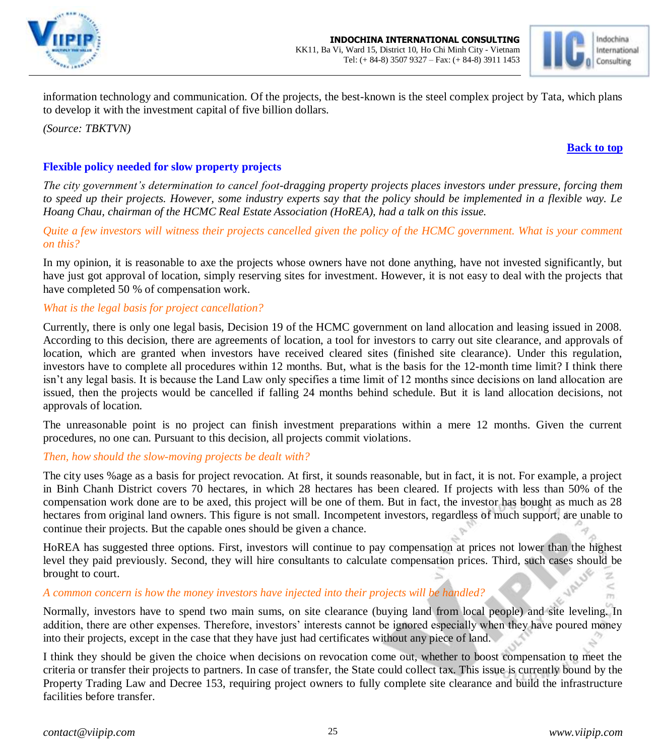information technology and communication. Of the projects, the best-known is the steel complex project by Tata, which plans to develop it with the investment capital of five billion dollars.

*(Source: TBKTVN)*

**Back to top**

### Flexible policy needed for slow property projects

*The city government's determination to cancel foot-dragging property projects places investors under pressure, forcing them to speed up their projects. However, some industry experts say that the policy should be implemented in a flexible way. Le Hoang Chau, chairman of the HCMC Real Estate Association (HoREA), had a talk on this issue.*

*Quite a few investors will witness their projects cancelled given the policy of the HCMC government. What is your comment on this?*

In my opinion, it is reasonable to axe the projects whose owners have not done anything, have not invested significantly, but have just got approval of location, simply reserving sites for investment. However, it is not easy to deal with the projects that have completed 50 % of compensation work.

*What is the legal basis for project cancellation?*

Currently, there is only one legal basis, Decision 19 of the HCMC government on land allocation and leasing issued in 2008. According to this decision, there are agreements of location, a tool for investors to carry out site clearance, and approvals of location, which are granted when investors have received cleared sites (finished site clearance). Under this regulation, investors have to complete all procedures within 12 months. But, what is the basis for the 12-month time limit? I think there isn't any legal basis. It is because the Land Law only specifies a time limit of 12 months since decisions on land allocation are issued, then the projects would be cancelled if falling 24 months behind schedule. But it is land allocation decisions, not approvals of location.

The unreasonable point is no project can finish investment preparations within a mere 12 months. Given the current procedures, no one can. Pursuant to this decision, all projects commit violations.

*Then, how should the slow-moving projects be dealt with?*

The city uses %age as a basis for project revocation. At first, it sounds reasonable, but in fact, it is not. For example, a project in Binh Chanh District covers 70 hectares, in which 28 hectares has been cleared. If projects with less than 50% of the compensation work done are to be axed, this project will be one of them. But in fact, the investor has bought as much as 28 hectares from original land owners. This figure is not small. Incompetent investors, regardless of much support, are unable to continue their projects. But the capable ones should be given a chance.

HoREA has suggested three options. First, investors will continue to pay compensation at prices not lower than the highest level they paid previously. Second, they will hire consultants to calculate compensation prices. Third, such cases should be brought to court.

*A common concern is how the money investors have injected into their projects will be handled?*

Normally, investors have to spend two main sums, on site clearance (buying land from local people) and site leveling. In addition, there are other expenses. Therefore, investors' interests cannot be ignored especially when they have poured money into their projects, except in the case that they have just had certificates without any piece of land.

I think they should be given the choice when decisions on revocation come out, whether to boost compensation to meet the criteria or transfer their projects to partners. In case of transfer, the State could collect tax. This issue is currently bound by the Property Trading Law and Decree 153, requiring project owners to fully complete site clearance and build the infrastructure facilities before transfer.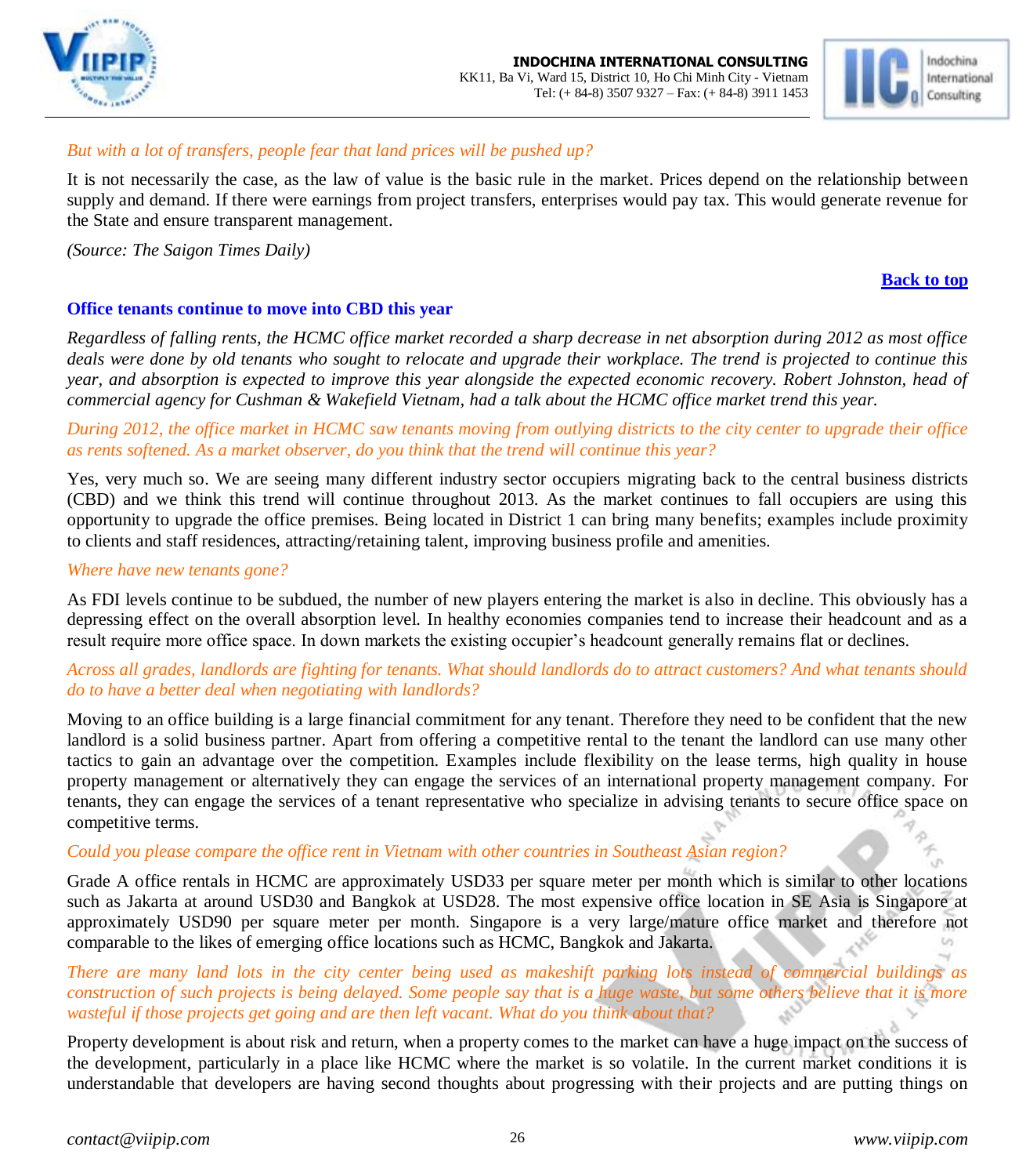*But with a lot of transfers, people fear that land prices will be pushed up?*

It is not necessarily the case, as the law of value is the basic rule in the market. Prices depend on the relationship between supply and demand. If there were earnings from project transfers, enterprises would pay tax. This would generate revenue for the State and ensure transparent management.

*(Source: The Saigon Times Daily)*

**Back to top**

## Office tenants continue to move into CBD this year

*Regardless of falling rents, the HCMC office market recorded a sharp decrease in net absorption during 2012 as most office deals were done by old tenants who sought to relocate and upgrade their workplace. The trend is projected to continue this year, and absorption is expected to improve this year alongside the expected economic recovery. Robert Johnston, head of commercial agency for Cushman & Wakefield Vietnam, had a talk about the HCMC office market trend this year.*

*During 2012, the office market in HCMC saw tenants moving from outlying districts to the city center to upgrade their office as rents softened. As a market observer, do you think that the trend will continue this year?*

Yes, very much so. We are seeing many different industry sector occupiers migrating back to the central business districts (CBD) and we think this trend will continue throughout 2013. As the market continues to fall occupiers are using this opportunity to upgrade the office premises. Being located in District 1 can bring many benefits; examples include proximity to clients and staff residences, attracting/retaining talent, improving business profile and amenities.

*Where have new tenants gone?*

As FDI levels continue to be subdued, the number of new players entering the market is also in decline. This obviously has a depressing effect on the overall absorption level. In healthy economies companies tend to increase their headcount and as a result require more office space. In down markets the existing occupier's headcount generally remains flat or declines.

*Across all grades, landlords are fighting for tenants. What should landlords do to attract customers? And what tenants should do to have a better deal when negotiating with landlords?*

Moving to an office building is a large financial commitment for any tenant. Therefore they need to be confident that the new landlord is a solid business partner. Apart from offering a competitive rental to the tenant the landlord can use many other tactics to gain an advantage over the competition. Examples include flexibility on the lease terms, high quality in house property management or alternatively they can engage the services of an international property management company. For tenants, they can engage the services of a tenant representative who specialize in advising tenants to secure office space on competitive terms.

*Could you please compare the office rent in Vietnam with other countries in Southeast Asian region?*

Grade A office rentals in HCMC are approximately USD33 per square meter per month which is similar to other locations such as Jakarta at around USD30 and Bangkok at USD28. The most expensive office location in SE Asia is Singapore at approximately USD90 per square meter per month. Singapore is a very large/mature office market and therefore not comparable to the likes of emerging office locations such as HCMC, Bangkok and Jakarta.

*There are many land lots in the city center being used as makeshift parking lots instead of commercial buildings as construction of such projects is being delayed. Some people say that is a huge waste, but some others believe that it is more wasteful if those projects get going and are then left vacant. What do you think about that?*

Property development is about risk and return, when a property comes to the market can have a huge impact on the success of the development, particularly in a place like HCMC where the market is so volatile. In the current market conditions it is understandable that developers are having second thoughts about progressing with their projects and are putting things on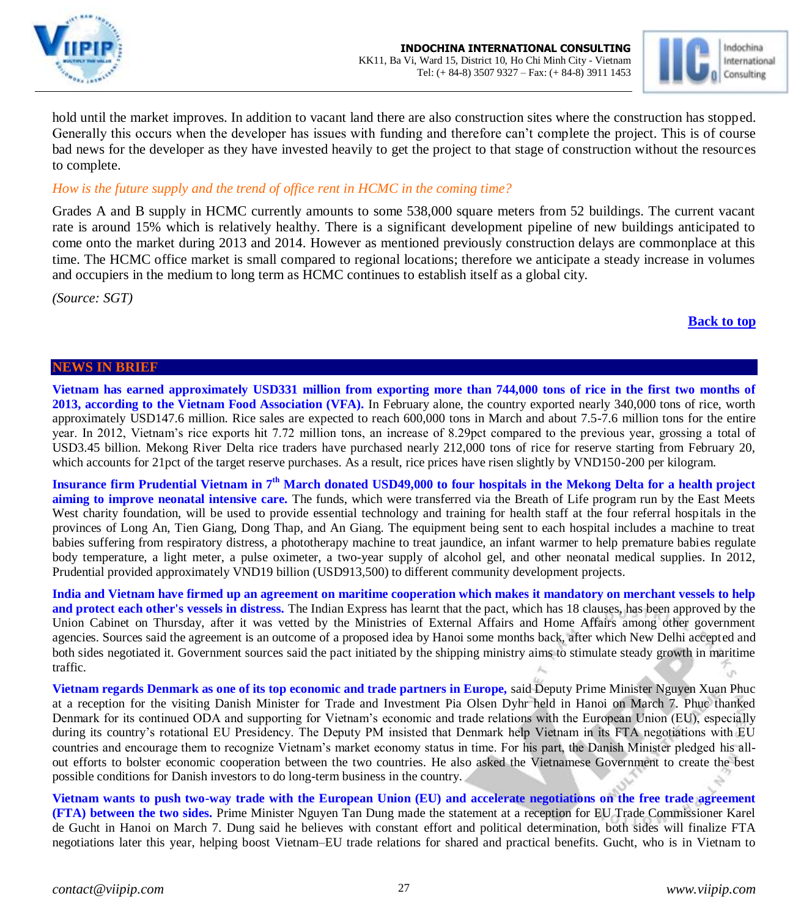hold until the market improves. In addition to vacant land there are also construction sites where the construction has stopped. Generally this occurs when the developer has issues with funding and therefore can't complete the project. This is of course bad news for the developer as they have invested heavily to get the project to that stage of construction without the resources to complete.

*How is the future supply and the trend of office rent in HCMC in the coming time?*

Grades A and B supply in HCMC currently amounts to some 538,000 square meters from 52 buildings. The current vacant rate is around 15% which is relatively healthy. There is a significant development pipeline of new buildings anticipated to come onto the market during 2013 and 2014. However as mentioned previously construction delays are commonplace at this time. The HCMC office market is small compared to regional locations; therefore we anticipate a steady increase in volumes and occupiers in the medium to long term as HCMC continues to establish itself as a global city.

*(Source: SGT)*

**Back to top**

## NEWS IN BRIEF

**Vietnam has earned approximately USD331 million from exporting more than 744,000 tons of rice in the first two months of 2013, according to the Vietnam Food Association (VFA).** In February alone, the country exported nearly 340,000 tons of rice, worth approximately USD147.6 million. Rice sales are expected to reach 600,000 tons in March and about 7.5-7.6 million tons for the entire year. In 2012, Vietnam's rice exports hit 7.72 million tons, an increase of 8.29pct compared to the previous year, grossing a total of USD3.45 billion. Mekong River Delta rice traders have purchased nearly 212,000 tons of rice for reserve starting from February 20, which accounts for 21pct of the target reserve purchases. As a result, rice prices have risen slightly by VND150-200 per kilogram.

**Insurance firm Prudential Vietnam in 7th March donated USD49,000 to four hospitals in the Mekong Delta for a health project aiming to improve neonatal intensive care.** The funds, which were transferred via the Breath of Life program run by the East Meets West charity foundation, will be used to provide essential technology and training for health staff at the four referral hospitals in the provinces of Long An, Tien Giang, Dong Thap, and An Giang. The equipment being sent to each hospital includes a machine to treat babies suffering from respiratory distress, a phototherapy machine to treat jaundice, an infant warmer to help premature babies regulate body temperature, a light meter, a pulse oximeter, a two-year supply of alcohol gel, and other neonatal medical supplies. In 2012, Prudential provided approximately VND19 billion (USD913,500) to different community development projects.

**India and Vietnam have firmed up an agreement on maritime cooperation which makes it mandatory on merchant vessels to help and protect each other's vessels in distress.** The Indian Express has learnt that the pact, which has 18 clauses, has been approved by the Union Cabinet on Thursday, after it was vetted by the Ministries of External Affairs and Home Affairs among other government agencies. Sources said the agreement is an outcome of a proposed idea by Hanoi some months back, after which New Delhi accepted and both sides negotiated it. Government sources said the pact initiated by the shipping ministry aims to stimulate steady growth in maritime traffic.

**Vietnam regards Denmark as one of its top economic and trade partners in Europe,** said Deputy Prime Minister Nguyen Xuan Phuc at a reception for the visiting Danish Minister for Trade and Investment Pia Olsen Dyhr held in Hanoi on March 7. Phuc thanked Denmark for its continued ODA and supporting for Vietnam's economic and trade relations with the European Union (EU), especially during its country's rotational EU Presidency. The Deputy PM insisted that Denmark help Vietnam in its FTA negotiations with EU countries and encourage them to recognize Vietnam's market economy status in time. For his part, the Danish Minister pledged his all-out efforts to bolster economic cooperation between the two countries. He also asked the Vietnamese Government to create the best possible conditions for Danish investors to do long-term business in the country.

**Vietnam wants to push two-way trade with the European Union (EU) and accelerate negotiations on the free trade agreement (FTA) between the two sides.** Prime Minister Nguyen Tan Dung made the statement at a reception for EU Trade Commissioner Karel de Gucht in Hanoi on March 7. Dung said he believes with constant effort and political determination, both sides will finalize FTA negotiations later this year, helping boost Vietnam–EU trade relations for shared and practical benefits. Gucht, who is in Vietnam to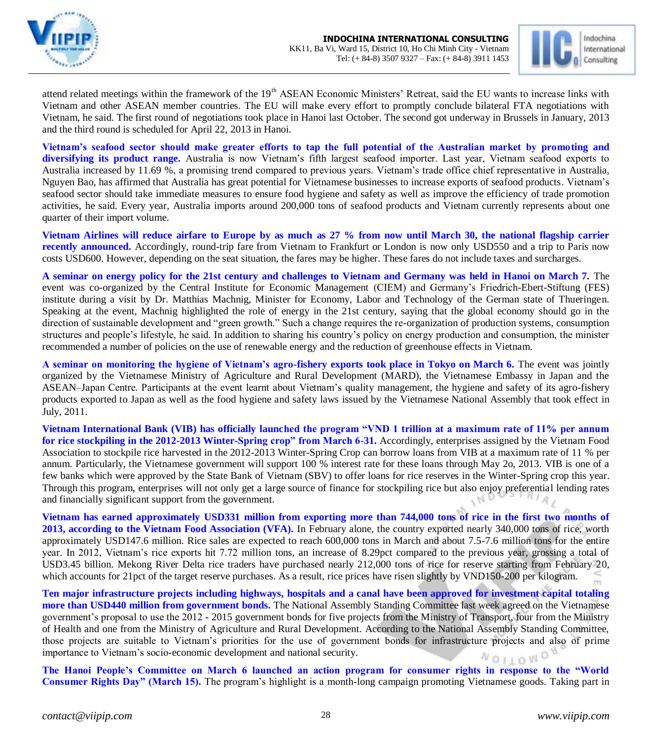attend related meetings within the framework of the 19th ASEAN Economic Ministers' Retreat, said the EU wants to increase links with Vietnam and other ASEAN member countries. The EU will make every effort to promptly conclude bilateral FTA negotiations with Vietnam, he said. The first round of negotiations took place in Hanoi last October. The second got underway in Brussels in January, 2013 and the third round is scheduled for April 22, 2013 in Hanoi.

**Vietnam's seafood sector should make greater efforts to tap the full potential of the Australian market by promoting and diversifying its product range.** Australia is now Vietnam's fifth largest seafood importer. Last year, Vietnam seafood exports to Australia increased by 11.69 %, a promising trend compared to previous years. Vietnam's trade office chief representative in Australia, Nguyen Bao, has affirmed that Australia has great potential for Vietnamese businesses to increase exports of seafood products. Vietnam's seafood sector should take immediate measures to ensure food hygiene and safety as well as improve the efficiency of trade promotion activities, he said. Every year, Australia imports around 200,000 tons of seafood products and Vietnam currently represents about one quarter of their import volume.

**Vietnam Airlines will reduce airfare to Europe by as much as 27 % from now until March 30, the national flagship carrier recently announced.** Accordingly, round-trip fare from Vietnam to Frankfurt or London is now only USD550 and a trip to Paris now costs USD600. However, depending on the seat situation, the fares may be higher. These fares do not include taxes and surcharges.

**A seminar on energy policy for the 21st century and challenges to Vietnam and Germany was held in Hanoi on March 7.** The event was co-organized by the Central Institute for Economic Management (CIEM) and Germany's Friedrich-Ebert-Stiftung (FES) institute during a visit by Dr. Matthias Machnig, Minister for Economy, Labor and Technology of the German state of Thueringen. Speaking at the event, Machnig highlighted the role of energy in the 21st century, saying that the global economy should go in the direction of sustainable development and "green growth." Such a change requires the re-organization of production systems, consumption structures and people's lifestyle, he said. In addition to sharing his country's policy on energy production and consumption, the minister recommended a number of policies on the use of renewable energy and the reduction of greenhouse effects in Vietnam.

**A seminar on monitoring the hygiene of Vietnam's agro-fishery exports took place in Tokyo on March 6.** The event was jointly organized by the Vietnamese Ministry of Agriculture and Rural Development (MARD), the Vietnamese Embassy in Japan and the ASEAN–Japan Centre. Participants at the event learnt about Vietnam's quality management, the hygiene and safety of its agro-fishery products exported to Japan as well as the food hygiene and safety laws issued by the Vietnamese National Assembly that took effect in July, 2011.

**Vietnam International Bank (VIB) has officially launched the program "VND 1 trillion at a maximum rate of 11% per annum for rice stockpiling in the 2012-2013 Winter-Spring crop" from March 6-31.** Accordingly, enterprises assigned by the Vietnam Food Association to stockpile rice harvested in the 2012-2013 Winter-Spring Crop can borrow loans from VIB at a maximum rate of 11 % per annum. Particularly, the Vietnamese government will support 100 % interest rate for these loans through May 2o, 2013. VIB is one of a few banks which were approved by the State Bank of Vietnam (SBV) to offer loans for rice reserves in the Winter-Spring crop this year. Through this program, enterprises will not only get a large source of finance for stockpiling rice but also enjoy preferential lending rates and financially significant support from the government.

**Vietnam has earned approximately USD331 million from exporting more than 744,000 tons of rice in the first two months of 2013, according to the Vietnam Food Association (VFA).** In February alone, the country exported nearly 340,000 tons of rice, worth approximately USD147.6 million. Rice sales are expected to reach 600,000 tons in March and about 7.5-7.6 million tons for the entire year. In 2012, Vietnam's rice exports hit 7.72 million tons, an increase of 8.29pct compared to the previous year, grossing a total of USD3.45 billion. Mekong River Delta rice traders have purchased nearly 212,000 tons of rice for reserve starting from February 20, which accounts for 21pct of the target reserve purchases. As a result, rice prices have risen slightly by VND150-200 per kilogram.

**Ten major infrastructure projects including highways, hospitals and a canal have been approved for investment capital totaling more than USD440 million from government bonds.** The National Assembly Standing Committee last week agreed on the Vietnamese government's proposal to use the 2012 - 2015 government bonds for five projects from the Ministry of Transport, four from the Ministry of Health and one from the Ministry of Agriculture and Rural Development. According to the National Assembly Standing Committee, those projects are suitable to Vietnam's priorities for the use of government bonds for infrastructure projects and also of prime importance to Vietnam's socio-economic development and national security.

**The Hanoi People's Committee on March 6 launched an action program for consumer rights in response to the "World Consumer Rights Day" (March 15).** The program's highlight is a month-long campaign promoting Vietnamese goods. Taking part in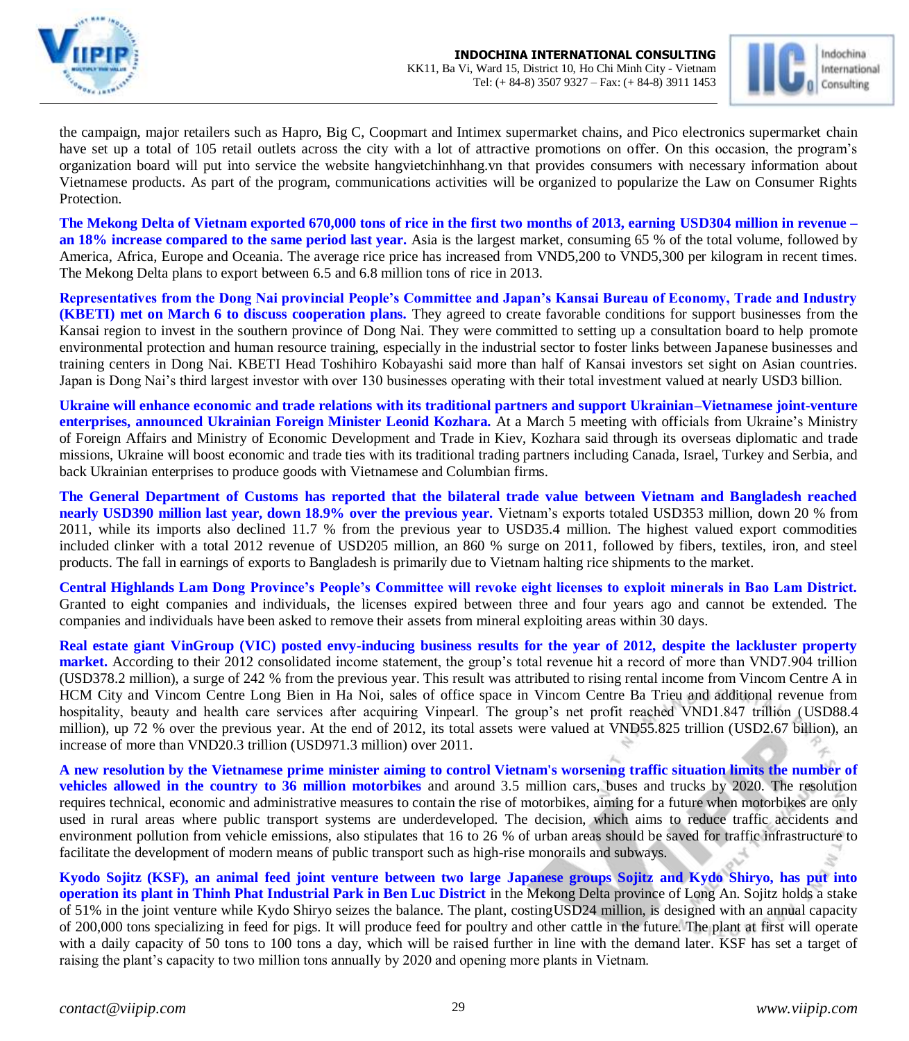the campaign, major retailers such as Hapro, Big C, Coopmart and Intimex supermarket chains, and Pico electronics supermarket chain have set up a total of 105 retail outlets across the city with a lot of attractive promotions on offer. On this occasion, the program's organization board will put into service the website hangvietchinhhang.vn that provides consumers with necessary information about Vietnamese products. As part of the program, communications activities will be organized to popularize the Law on Consumer Rights Protection.

**The Mekong Delta of Vietnam exported 670,000 tons of rice in the first two months of 2013, earning USD304 million in revenue – an 18% increase compared to the same period last year.** Asia is the largest market, consuming 65 % of the total volume, followed by America, Africa, Europe and Oceania. The average rice price has increased from VND5,200 to VND5,300 per kilogram in recent times. The Mekong Delta plans to export between 6.5 and 6.8 million tons of rice in 2013.

**Representatives from the Dong Nai provincial People's Committee and Japan's Kansai Bureau of Economy, Trade and Industry (KBETI) met on March 6 to discuss cooperation plans.** They agreed to create favorable conditions for support businesses from the Kansai region to invest in the southern province of Dong Nai. They were committed to setting up a consultation board to help promote environmental protection and human resource training, especially in the industrial sector to foster links between Japanese businesses and training centers in Dong Nai. KBETI Head Toshihiro Kobayashi said more than half of Kansai investors set sight on Asian countries. Japan is Dong Nai's third largest investor with over 130 businesses operating with their total investment valued at nearly USD3 billion.

**Ukraine will enhance economic and trade relations with its traditional partners and support Ukrainian–Vietnamese joint-venture enterprises, announced Ukrainian Foreign Minister Leonid Kozhara.** At a March 5 meeting with officials from Ukraine's Ministry of Foreign Affairs and Ministry of Economic Development and Trade in Kiev, Kozhara said through its overseas diplomatic and trade missions, Ukraine will boost economic and trade ties with its traditional trading partners including Canada, Israel, Turkey and Serbia, and back Ukrainian enterprises to produce goods with Vietnamese and Columbian firms.

**The General Department of Customs has reported that the bilateral trade value between Vietnam and Bangladesh reached nearly USD390 million last year, down 18.9% over the previous year.** Vietnam's exports totaled USD353 million, down 20 % from 2011, while its imports also declined 11.7 % from the previous year to USD35.4 million. The highest valued export commodities included clinker with a total 2012 revenue of USD205 million, an 860 % surge on 2011, followed by fibers, textiles, iron, and steel products. The fall in earnings of exports to Bangladesh is primarily due to Vietnam halting rice shipments to the market.

**Central Highlands Lam Dong Province's People's Committee will revoke eight licenses to exploit minerals in Bao Lam District.** Granted to eight companies and individuals, the licenses expired between three and four years ago and cannot be extended. The companies and individuals have been asked to remove their assets from mineral exploiting areas within 30 days.

**Real estate giant VinGroup (VIC) posted envy-inducing business results for the year of 2012, despite the lackluster property market.** According to their 2012 consolidated income statement, the group's total revenue hit a record of more than VND7.904 trillion (USD378.2 million), a surge of 242 % from the previous year. This result was attributed to rising rental income from Vincom Centre A in HCM City and Vincom Centre Long Bien in Ha Noi, sales of office space in Vincom Centre Ba Trieu and additional revenue from hospitality, beauty and health care services after acquiring Vinpearl. The group's net profit reached VND1.847 trillion (USD88.4 million), up 72 % over the previous year. At the end of 2012, its total assets were valued at VND55.825 trillion (USD2.67 billion), an increase of more than VND20.3 trillion (USD971.3 million) over 2011.

**A new resolution by the Vietnamese prime minister aiming to control Vietnam's worsening traffic situation limits the number of vehicles allowed in the country to 36 million motorbikes** and around 3.5 million cars, buses and trucks by 2020. The resolution requires technical, economic and administrative measures to contain the rise of motorbikes, aiming for a future when motorbikes are only used in rural areas where public transport systems are underdeveloped. The decision, which aims to reduce traffic accidents and environment pollution from vehicle emissions, also stipulates that 16 to 26 % of urban areas should be saved for traffic infrastructure to facilitate the development of modern means of public transport such as high-rise monorails and subways.

**Kyodo Sojitz (KSF), an animal feed joint venture between two large Japanese groups Sojitz and Kydo Shiryo, has put into operation its plant in Thinh Phat Industrial Park in Ben Luc District** in the Mekong Delta province of Long An. Sojitz holds a stake of 51% in the joint venture while Kydo Shiryo seizes the balance. The plant, costingUSD24 million, is designed with an annual capacity of 200,000 tons specializing in feed for pigs. It will produce feed for poultry and other cattle in the future. The plant at first will operate with a daily capacity of 50 tons to 100 tons a day, which will be raised further in line with the demand later. KSF has set a target of raising the plant's capacity to two million tons annually by 2020 and opening more plants in Vietnam.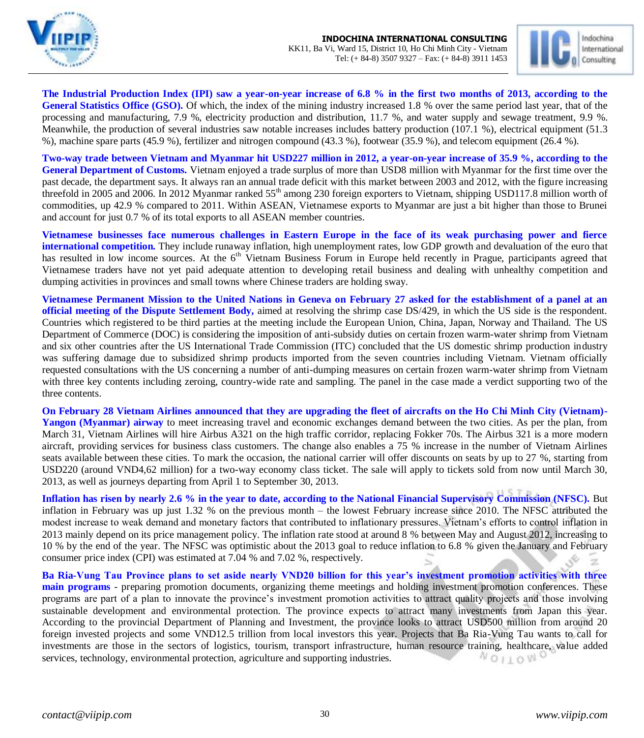**The Industrial Production Index (IPI) saw a year-on-year increase of 6.8 % in the first two months of 2013, according to the General Statistics Office (GSO).** Of which, the index of the mining industry increased 1.8 % over the same period last year, that of the processing and manufacturing, 7.9 %, electricity production and distribution, 11.7 %, and water supply and sewage treatment, 9.9 %. Meanwhile, the production of several industries saw notable increases includes battery production (107.1 %), electrical equipment (51.3 %), machine spare parts (45.9 %), fertilizer and nitrogen compound (43.3 %), footwear (35.9 %), and telecom equipment (26.4 %).

**Two-way trade between Vietnam and Myanmar hit USD227 million in 2012, a year-on-year increase of 35.9 %, according to the General Department of Customs.** Vietnam enjoyed a trade surplus of more than USD8 million with Myanmar for the first time over the past decade, the department says. It always ran an annual trade deficit with this market between 2003 and 2012, with the figure increasing threefold in 2005 and 2006. In 2012 Myanmar ranked 55th among 230 foreign exporters to Vietnam, shipping USD117.8 million worth of commodities, up 42.9 % compared to 2011. Within ASEAN, Vietnamese exports to Myanmar are just a bit higher than those to Brunei and account for just 0.7 % of its total exports to all ASEAN member countries.

**Vietnamese businesses face numerous challenges in Eastern Europe in the face of its weak purchasing power and fierce international competition.** They include runaway inflation, high unemployment rates, low GDP growth and devaluation of the euro that has resulted in low income sources. At the 6th Vietnam Business Forum in Europe held recently in Prague, participants agreed that Vietnamese traders have not yet paid adequate attention to developing retail business and dealing with unhealthy competition and dumping activities in provinces and small towns where Chinese traders are holding sway.

**Vietnamese Permanent Mission to the United Nations in Geneva on February 27 asked for the establishment of a panel at an official meeting of the Dispute Settlement Body,** aimed at resolving the shrimp case DS/429, in which the US side is the respondent. Countries which registered to be third parties at the meeting include the European Union, China, Japan, Norway and Thailand. The US Department of Commerce (DOC) is considering the imposition of anti-subsidy duties on certain frozen warm-water shrimp from Vietnam and six other countries after the US International Trade Commission (ITC) concluded that the US domestic shrimp production industry was suffering damage due to subsidized shrimp products imported from the seven countries including Vietnam. Vietnam officially requested consultations with the US concerning a number of anti-dumping measures on certain frozen warm-water shrimp from Vietnam with three key contents including zeroing, country-wide rate and sampling. The panel in the case made a verdict supporting two of the three contents.

**On February 28 Vietnam Airlines announced that they are upgrading the fleet of aircrafts on the Ho Chi Minh City (Vietnam)-Yangon (Myanmar) airway** to meet increasing travel and economic exchanges demand between the two cities. As per the plan, from March 31, Vietnam Airlines will hire Airbus A321 on the high traffic corridor, replacing Fokker 70s. The Airbus 321 is a more modern aircraft, providing services for business class customers. The change also enables a 75 % increase in the number of Vietnam Airlines seats available between these cities. To mark the occasion, the national carrier will offer discounts on seats by up to 27 %, starting from USD220 (around VND4,62 million) for a two-way economy class ticket. The sale will apply to tickets sold from now until March 30, 2013, as well as journeys departing from April 1 to September 30, 2013.

**Inflation has risen by nearly 2.6 % in the year to date, according to the National Financial Supervisory Commission (NFSC).** But inflation in February was up just 1.32 % on the previous month – the lowest February increase since 2010. The NFSC attributed the modest increase to weak demand and monetary factors that contributed to inflationary pressures. Vietnam's efforts to control inflation in 2013 mainly depend on its price management policy. The inflation rate stood at around 8 % between May and August 2012, increasing to 10 % by the end of the year. The NFSC was optimistic about the 2013 goal to reduce inflation to 6.8 % given the January and February consumer price index (CPI) was estimated at 7.04 % and 7.02 %, respectively.

**Ba Ria-Vung Tau Province plans to set aside nearly VND20 billion for this year's investment promotion activities with three main programs** - preparing promotion documents, organizing theme meetings and holding investment promotion conferences. These programs are part of a plan to innovate the province's investment promotion activities to attract quality projects and those involving sustainable development and environmental protection. The province expects to attract many investments from Japan this year. According to the provincial Department of Planning and Investment, the province looks to attract USD500 million from around 20 foreign invested projects and some VND12.5 trillion from local investors this year. Projects that Ba Ria-Vung Tau wants to call for investments are those in the sectors of logistics, tourism, transport infrastructure, human resource training, healthcare, value added services, technology, environmental protection, agriculture and supporting industries.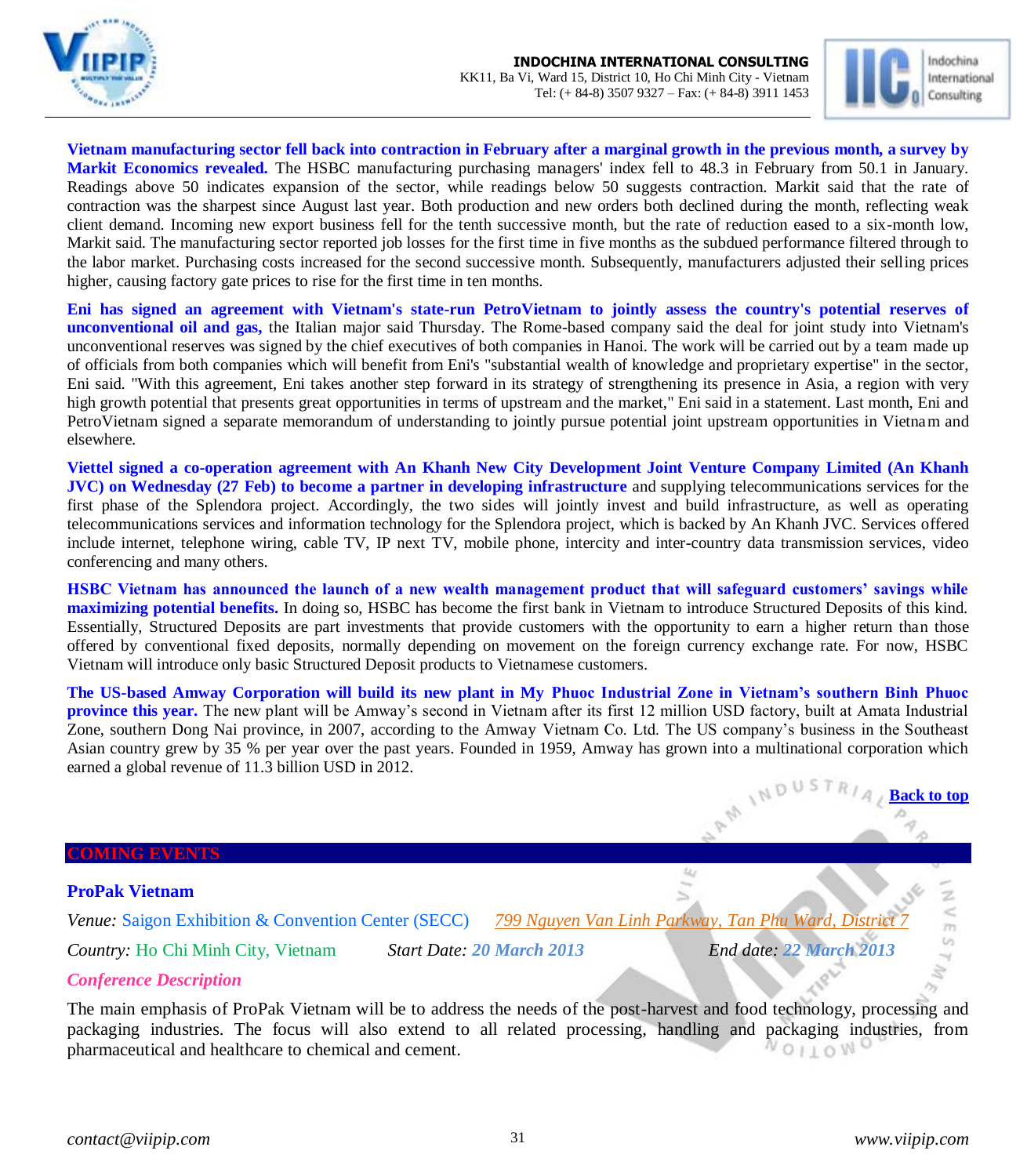**Vietnam manufacturing sector fell back into contraction in February after a marginal growth in the previous month, a survey by Markit Economics revealed.** The HSBC manufacturing purchasing managers' index fell to 48.3 in February from 50.1 in January. Readings above 50 indicates expansion of the sector, while readings below 50 suggests contraction. Markit said that the rate of contraction was the sharpest since August last year. Both production and new orders both declined during the month, reflecting weak client demand. Incoming new export business fell for the tenth successive month, but the rate of reduction eased to a six-month low, Markit said. The manufacturing sector reported job losses for the first time in five months as the subdued performance filtered through to the labor market. Purchasing costs increased for the second successive month. Subsequently, manufacturers adjusted their selling prices higher, causing factory gate prices to rise for the first time in ten months.

**Eni has signed an agreement with Vietnam's state-run PetroVietnam to jointly assess the country's potential reserves of unconventional oil and gas,** the Italian major said Thursday. The Rome-based company said the deal for joint study into Vietnam's unconventional reserves was signed by the chief executives of both companies in Hanoi. The work will be carried out by a team made up of officials from both companies which will benefit from Eni's "substantial wealth of knowledge and proprietary expertise" in the sector, Eni said. "With this agreement, Eni takes another step forward in its strategy of strengthening its presence in Asia, a region with very high growth potential that presents great opportunities in terms of upstream and the market," Eni said in a statement. Last month, Eni and PetroVietnam signed a separate memorandum of understanding to jointly pursue potential joint upstream opportunities in Vietnam and elsewhere.

**Viettel signed a co-operation agreement with An Khanh New City Development Joint Venture Company Limited (An Khanh JVC) on Wednesday (27 Feb) to become a partner in developing infrastructure** and supplying telecommunications services for the first phase of the Splendora project. Accordingly, the two sides will jointly invest and build infrastructure, as well as operating telecommunications services and information technology for the Splendora project, which is backed by An Khanh JVC. Services offered include internet, telephone wiring, cable TV, IP next TV, mobile phone, intercity and inter-country data transmission services, video conferencing and many others.

**HSBC Vietnam has announced the launch of a new wealth management product that will safeguard customers' savings while maximizing potential benefits.** In doing so, HSBC has become the first bank in Vietnam to introduce Structured Deposits of this kind. Essentially, Structured Deposits are part investments that provide customers with the opportunity to earn a higher return than those offered by conventional fixed deposits, normally depending on movement on the foreign currency exchange rate. For now, HSBC Vietnam will introduce only basic Structured Deposit products to Vietnamese customers.

**The US-based Amway Corporation will build its new plant in My Phuoc Industrial Zone in Vietnam's southern Binh Phuoc province this year.** The new plant will be Amway's second in Vietnam after its first 12 million USD factory, built at Amata Industrial Zone, southern Dong Nai province, in 2007, according to the Amway Vietnam Co. Ltd. The US company's business in the Southeast Asian country grew by 35 % per year over the past years. Founded in 1959, Amway has grown into a multinational corporation which earned a global revenue of 11.3 billion USD in 2012.

Back to top

## COMING EVENTS

### ProPak Vietnam

*Venue:* Saigon Exhibition & Convention Center (SECC) *799 Nguyen Van Linh Parkway, Tan Phu Ward, District 7*

*Country:* Ho Chi Minh City, Vietnam *Start Date:* ***20 March 2013*** *End date:* ***22 March 2013***

***Conference Description***

The main emphasis of ProPak Vietnam will be to address the needs of the post-harvest and food technology, processing and packaging industries. The focus will also extend to all related processing, handling and packaging industries, from pharmaceutical and healthcare to chemical and cement.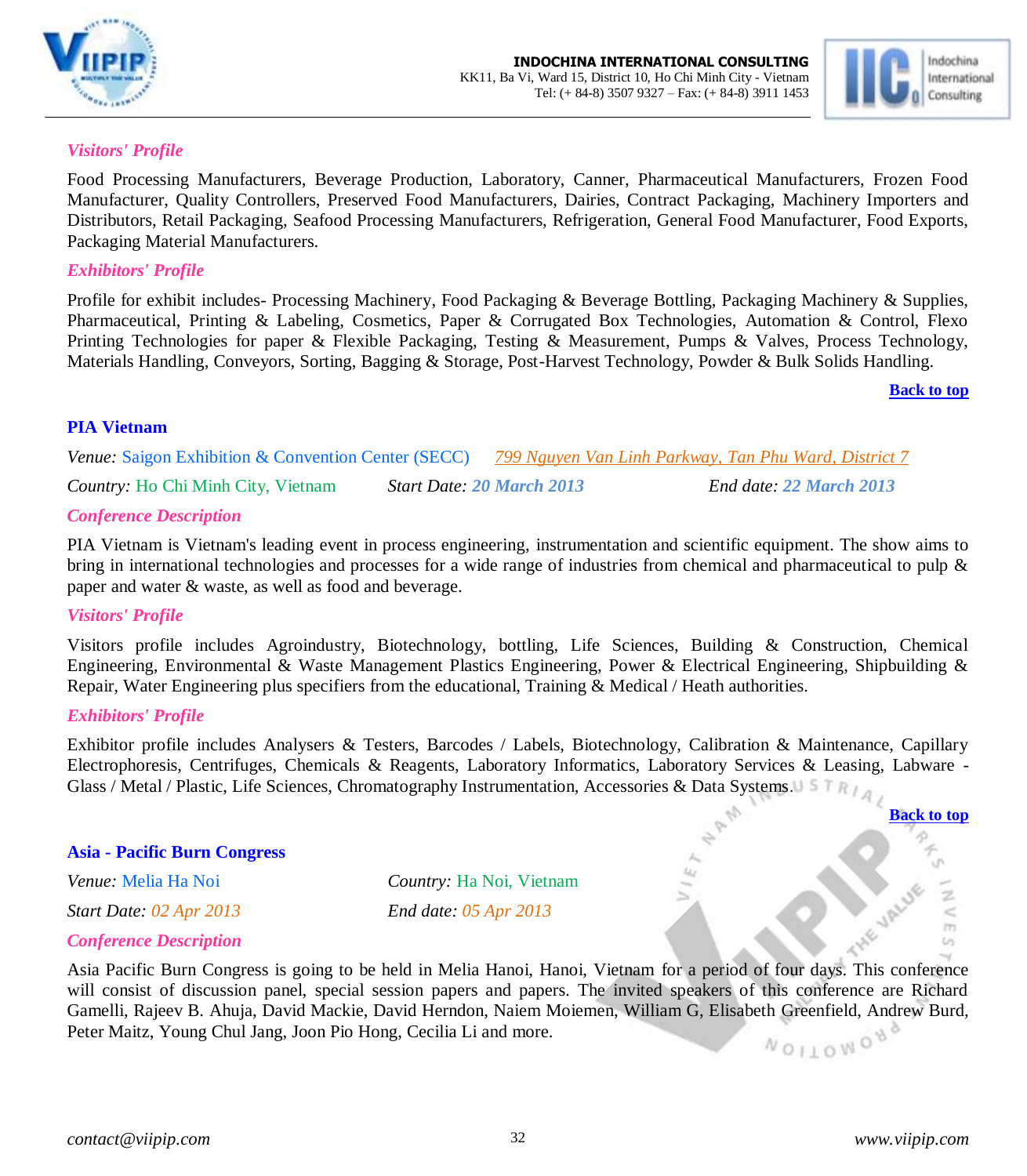*Visitors' Profile*

Food Processing Manufacturers, Beverage Production, Laboratory, Canner, Pharmaceutical Manufacturers, Frozen Food Manufacturer, Quality Controllers, Preserved Food Manufacturers, Dairies, Contract Packaging, Machinery Importers and Distributors, Retail Packaging, Seafood Processing Manufacturers, Refrigeration, General Food Manufacturer, Food Exports, Packaging Material Manufacturers.

*Exhibitors' Profile*

Profile for exhibit includes- Processing Machinery, Food Packaging & Beverage Bottling, Packaging Machinery & Supplies, Pharmaceutical, Printing & Labeling, Cosmetics, Paper & Corrugated Box Technologies, Automation & Control, Flexo Printing Technologies for paper & Flexible Packaging, Testing & Measurement, Pumps & Valves, Process Technology, Materials Handling, Conveyors, Sorting, Bagging & Storage, Post-Harvest Technology, Powder & Bulk Solids Handling.

**Back to top**

## PIA Vietnam

*Venue:* Saigon Exhibition & Convention Center (SECC) *799 Nguyen Van Linh Parkway, Tan Phu Ward, District 7*

*Country:* Ho Chi Minh City, Vietnam *Start Date:* ***20 March 2013*** *End date:* ***22 March 2013***

*Conference Description*

PIA Vietnam is Vietnam's leading event in process engineering, instrumentation and scientific equipment. The show aims to bring in international technologies and processes for a wide range of industries from chemical and pharmaceutical to pulp & paper and water & waste, as well as food and beverage.

*Visitors' Profile*

Visitors profile includes Agroindustry, Biotechnology, bottling, Life Sciences, Building & Construction, Chemical Engineering, Environmental & Waste Management Plastics Engineering, Power & Electrical Engineering, Shipbuilding & Repair, Water Engineering plus specifiers from the educational, Training & Medical / Heath authorities.

*Exhibitors' Profile*

Exhibitor profile includes Analysers & Testers, Barcodes / Labels, Biotechnology, Calibration & Maintenance, Capillary Electrophoresis, Centrifuges, Chemicals & Reagents, Laboratory Informatics, Laboratory Services & Leasing, Labware - Glass / Metal / Plastic, Life Sciences, Chromatography Instrumentation, Accessories & Data Systems.

**Back to top**

## Asia - Pacific Burn Congress

*Venue:* Melia Ha Noi *Country:* Ha Noi, Vietnam

*Start Date:* *02 Apr 2013* *End date:* *05 Apr 2013*

*Conference Description*

Asia Pacific Burn Congress is going to be held in Melia Hanoi, Hanoi, Vietnam for a period of four days. This conference will consist of discussion panel, special session papers and papers. The invited speakers of this conference are Richard Gamelli, Rajeev B. Ahuja, David Mackie, David Herndon, Naiem Moiemen, William G, Elisabeth Greenfield, Andrew Burd, Peter Maitz, Young Chul Jang, Joon Pio Hong, Cecilia Li and more.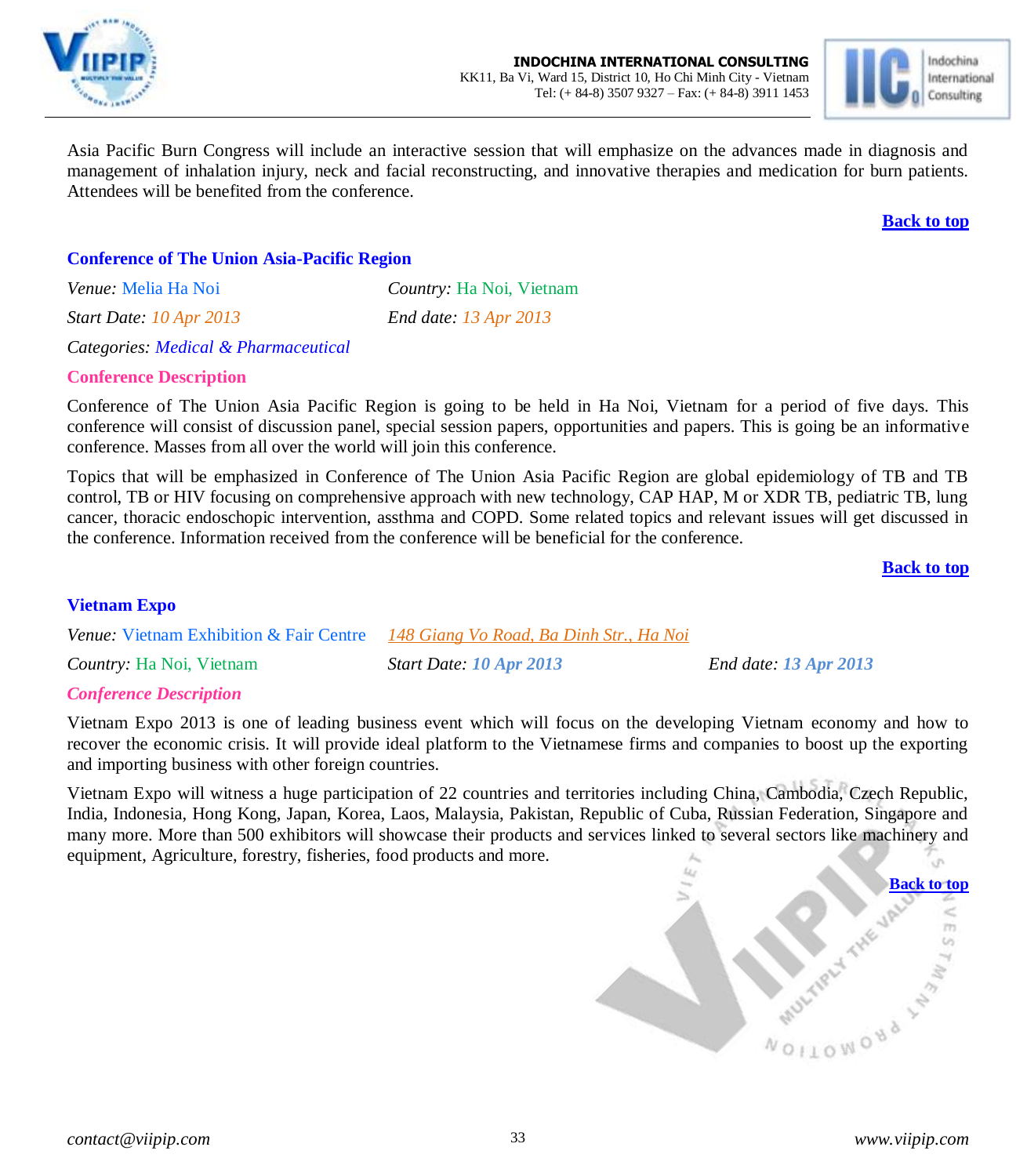Asia Pacific Burn Congress will include an interactive session that will emphasize on the advances made in diagnosis and management of inhalation injury, neck and facial reconstructing, and innovative therapies and medication for burn patients. Attendees will be benefited from the conference.

[Back to top]

### Conference of The Union Asia-Pacific Region

*Venue:* Melia Ha Noi *Country:* Ha Noi, Vietnam

*Start Date: 10 Apr 2013* *End date: 13 Apr 2013*

*Categories: Medical & Pharmaceutical*

**Conference Description**

Conference of The Union Asia Pacific Region is going to be held in Ha Noi, Vietnam for a period of five days. This conference will consist of discussion panel, special session papers, opportunities and papers. This is going be an informative conference. Masses from all over the world will join this conference.

Topics that will be emphasized in Conference of The Union Asia Pacific Region are global epidemiology of TB and TB control, TB or HIV focusing on comprehensive approach with new technology, CAP HAP, M or XDR TB, pediatric TB, lung cancer, thoracic endoschopic intervention, assthma and COPD. Some related topics and relevant issues will get discussed in the conference. Information received from the conference will be beneficial for the conference.

[Back to top]

### Vietnam Expo

*Venue:* Vietnam Exhibition & Fair Centre *148 Giang Vo Road, Ba Dinh Str., Ha Noi*

*Country:* Ha Noi, Vietnam *Start Date:* ***10 Apr 2013*** *End date:* ***13 Apr 2013***

***Conference Description***

Vietnam Expo 2013 is one of leading business event which will focus on the developing Vietnam economy and how to recover the economic crisis. It will provide ideal platform to the Vietnamese firms and companies to boost up the exporting and importing business with other foreign countries.

Vietnam Expo will witness a huge participation of 22 countries and territories including China, Cambodia, Czech Republic, India, Indonesia, Hong Kong, Japan, Korea, Laos, Malaysia, Pakistan, Republic of Cuba, Russian Federation, Singapore and many more. More than 500 exhibitors will showcase their products and services linked to several sectors like machinery and equipment, Agriculture, forestry, fisheries, food products and more.

[Back to top]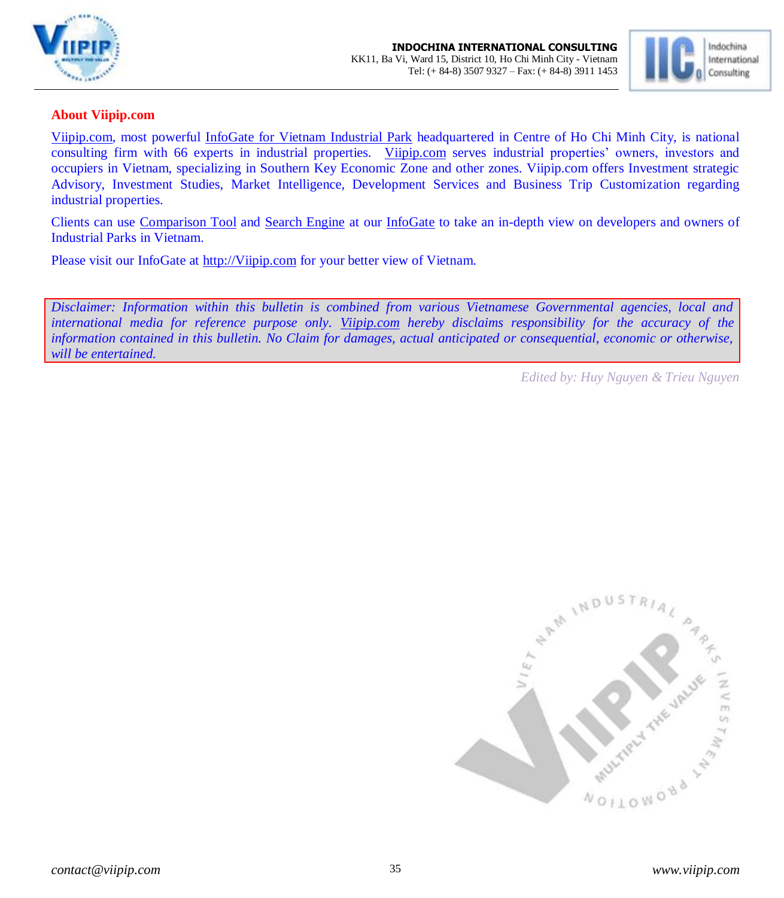## About Viipip.com

Viipip.com, most powerful InfoGate for Vietnam Industrial Park headquartered in Centre of Ho Chi Minh City, is national consulting firm with 66 experts in industrial properties. Viipip.com serves industrial properties' owners, investors and occupiers in Vietnam, specializing in Southern Key Economic Zone and other zones. Viipip.com offers Investment strategic Advisory, Investment Studies, Market Intelligence, Development Services and Business Trip Customization regarding industrial properties.

Clients can use Comparison Tool and Search Engine at our InfoGate to take an in-depth view on developers and owners of Industrial Parks in Vietnam.

Please visit our InfoGate at http://Viipip.com for your better view of Vietnam.

*Disclaimer: Information within this bulletin is combined from various Vietnamese Governmental agencies, local and international media for reference purpose only. Viipip.com hereby disclaims responsibility for the accuracy of the information contained in this bulletin. No Claim for damages, actual anticipated or consequential, economic or otherwise, will be entertained.*

*Edited by: Huy Nguyen & Trieu Nguyen*